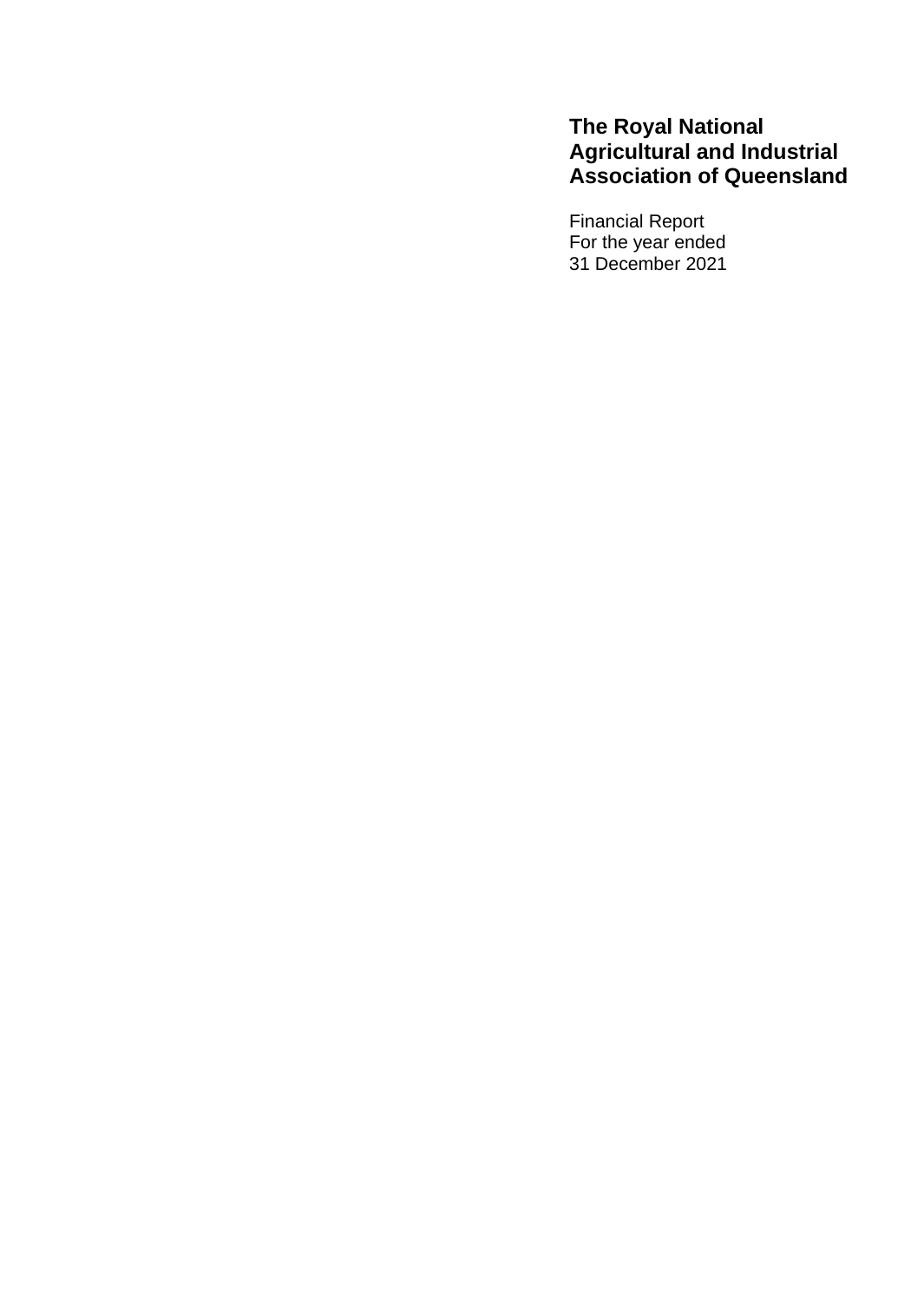# The Royal National Agricultural and Industrial Association of Queensland

Financial Report
For the year ended
31 December 2021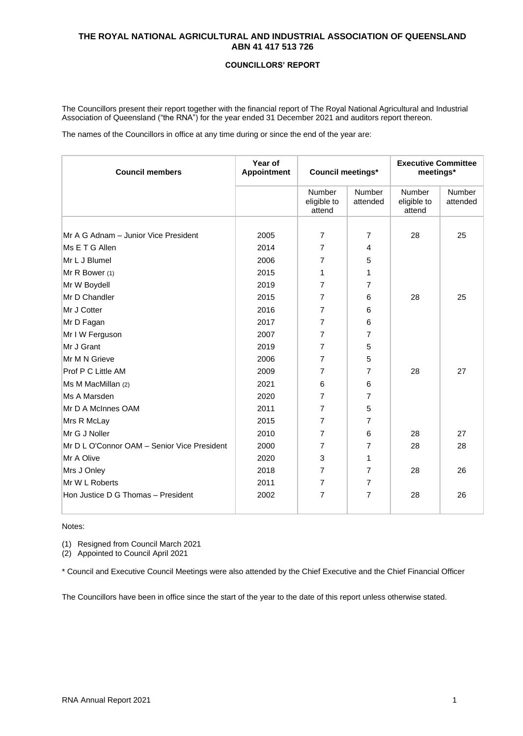# THE ROYAL NATIONAL AGRICULTURAL AND INDUSTRIAL ASSOCIATION OF QUEENSLAND
## ABN 41 417 513 726

### COUNCILLORS' REPORT

The Councillors present their report together with the financial report of The Royal National Agricultural and Industrial Association of Queensland ("the RNA") for the year ended 31 December 2021 and auditors report thereon.

The names of the Councillors in office at any time during or since the end of the year are:

| Council members | Year of Appointment | Council meetings* | | Executive Committee meetings* | |
|---|---|---|---|---|---|
| | | Number eligible to attend | Number attended | Number eligible to attend | Number attended |
| Mr A G Adnam – Junior Vice President | 2005 | 7 | 7 | 28 | 25 |
| Ms E T G Allen | 2014 | 7 | 4 | | |
| Mr L J Blumel | 2006 | 7 | 5 | | |
| Mr R Bower (1) | 2015 | 1 | 1 | | |
| Mr W Boydell | 2019 | 7 | 7 | | |
| Mr D Chandler | 2015 | 7 | 6 | 28 | 25 |
| Mr J Cotter | 2016 | 7 | 6 | | |
| Mr D Fagan | 2017 | 7 | 6 | | |
| Mr I W Ferguson | 2007 | 7 | 7 | | |
| Mr J Grant | 2019 | 7 | 5 | | |
| Mr M N Grieve | 2006 | 7 | 5 | | |
| Prof P C Little AM | 2009 | 7 | 7 | 28 | 27 |
| Ms M MacMillan (2) | 2021 | 6 | 6 | | |
| Ms A Marsden | 2020 | 7 | 7 | | |
| Mr D A McInnes OAM | 2011 | 7 | 5 | | |
| Mrs R McLay | 2015 | 7 | 7 | | |
| Mr G J Noller | 2010 | 7 | 6 | 28 | 27 |
| Mr D L O'Connor OAM – Senior Vice President | 2000 | 7 | 7 | 28 | 28 |
| Mr A Olive | 2020 | 3 | 1 | | |
| Mrs J Onley | 2018 | 7 | 7 | 28 | 26 |
| Mr W L Roberts | 2011 | 7 | 7 | | |
| Hon Justice D G Thomas – President | 2002 | 7 | 7 | 28 | 26 |

Notes:

(1) Resigned from Council March 2021
(2) Appointed to Council April 2021

* Council and Executive Council Meetings were also attended by the Chief Executive and the Chief Financial Officer

The Councillors have been in office since the start of the year to the date of this report unless otherwise stated.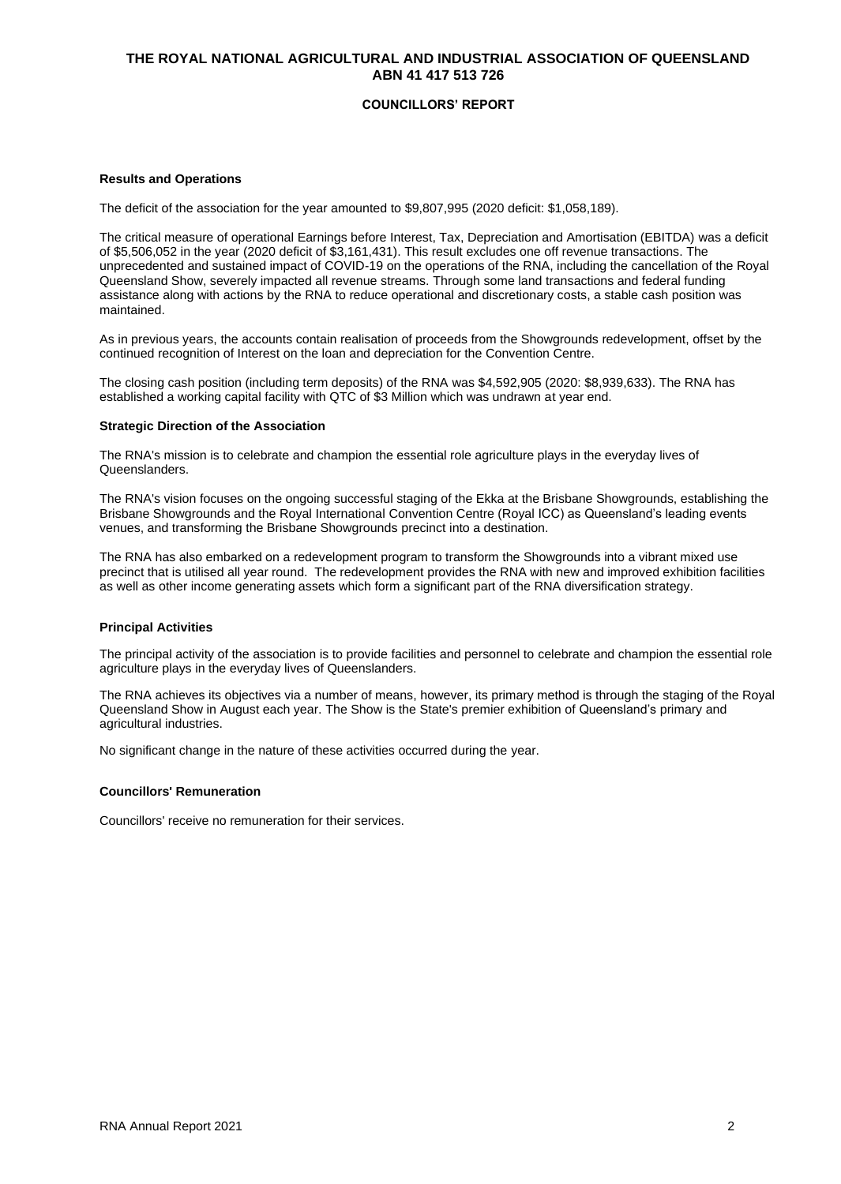# THE ROYAL NATIONAL AGRICULTURAL AND INDUSTRIAL ASSOCIATION OF QUEENSLAND
## ABN 41 417 513 726

### COUNCILLORS' REPORT

**Results and Operations**

The deficit of the association for the year amounted to $9,807,995 (2020 deficit: $1,058,189).

The critical measure of operational Earnings before Interest, Tax, Depreciation and Amortisation (EBITDA) was a deficit of $5,506,052 in the year (2020 deficit of $3,161,431). This result excludes one off revenue transactions. The unprecedented and sustained impact of COVID-19 on the operations of the RNA, including the cancellation of the Royal Queensland Show, severely impacted all revenue streams. Through some land transactions and federal funding assistance along with actions by the RNA to reduce operational and discretionary costs, a stable cash position was maintained.

As in previous years, the accounts contain realisation of proceeds from the Showgrounds redevelopment, offset by the continued recognition of Interest on the loan and depreciation for the Convention Centre.

The closing cash position (including term deposits) of the RNA was $4,592,905 (2020: $8,939,633). The RNA has established a working capital facility with QTC of $3 Million which was undrawn at year end.

**Strategic Direction of the Association**

The RNA's mission is to celebrate and champion the essential role agriculture plays in the everyday lives of Queenslanders.

The RNA's vision focuses on the ongoing successful staging of the Ekka at the Brisbane Showgrounds, establishing the Brisbane Showgrounds and the Royal International Convention Centre (Royal ICC) as Queensland's leading events venues, and transforming the Brisbane Showgrounds precinct into a destination.

The RNA has also embarked on a redevelopment program to transform the Showgrounds into a vibrant mixed use precinct that is utilised all year round. The redevelopment provides the RNA with new and improved exhibition facilities as well as other income generating assets which form a significant part of the RNA diversification strategy.

**Principal Activities**

The principal activity of the association is to provide facilities and personnel to celebrate and champion the essential role agriculture plays in the everyday lives of Queenslanders.

The RNA achieves its objectives via a number of means, however, its primary method is through the staging of the Royal Queensland Show in August each year. The Show is the State's premier exhibition of Queensland's primary and agricultural industries.

No significant change in the nature of these activities occurred during the year.

**Councillors' Remuneration**

Councillors' receive no remuneration for their services.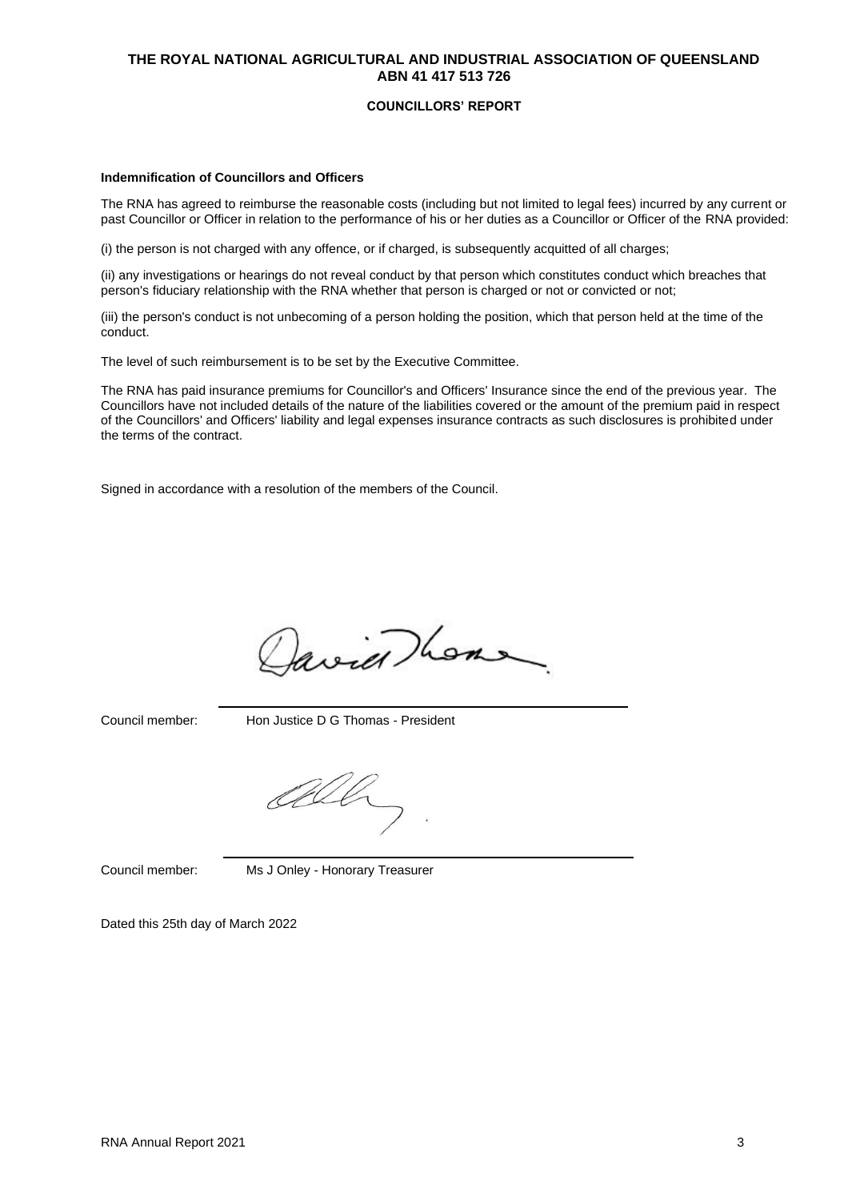**THE ROYAL NATIONAL AGRICULTURAL AND INDUSTRIAL ASSOCIATION OF QUEENSLAND**
**ABN 41 417 513 726**

**COUNCILLORS' REPORT**

**Indemnification of Councillors and Officers**

The RNA has agreed to reimburse the reasonable costs (including but not limited to legal fees) incurred by any current or past Councillor or Officer in relation to the performance of his or her duties as a Councillor or Officer of the RNA provided:

(i) the person is not charged with any offence, or if charged, is subsequently acquitted of all charges;

(ii) any investigations or hearings do not reveal conduct by that person which constitutes conduct which breaches that person's fiduciary relationship with the RNA whether that person is charged or not or convicted or not;

(iii) the person's conduct is not unbecoming of a person holding the position, which that person held at the time of the conduct.

The level of such reimbursement is to be set by the Executive Committee.

The RNA has paid insurance premiums for Councillor's and Officers' Insurance since the end of the previous year. The Councillors have not included details of the nature of the liabilities covered or the amount of the premium paid in respect of the Councillors' and Officers' liability and legal expenses insurance contracts as such disclosures is prohibited under the terms of the contract.

Signed in accordance with a resolution of the members of the Council.

Council member: Hon Justice D G Thomas - President

Council member: Ms J Onley - Honorary Treasurer

Dated this 25th day of March 2022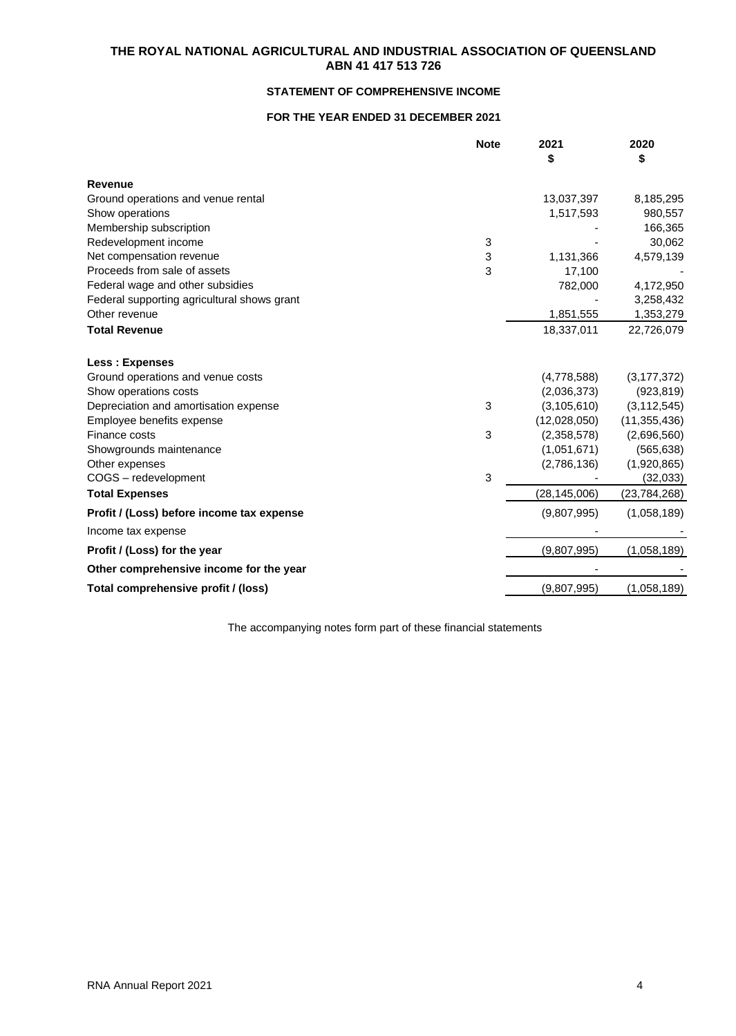**THE ROYAL NATIONAL AGRICULTURAL AND INDUSTRIAL ASSOCIATION OF QUEENSLAND**
**ABN 41 417 513 726**

## STATEMENT OF COMPREHENSIVE INCOME

### FOR THE YEAR ENDED 31 DECEMBER 2021

| | Note | 2021 $ | 2020 $ |
|---|---|---|---|
| **Revenue** | | | |
| Ground operations and venue rental | | 13,037,397 | 8,185,295 |
| Show operations | | 1,517,593 | 980,557 |
| Membership subscription | | - | 166,365 |
| Redevelopment income | 3 | - | 30,062 |
| Net compensation revenue | 3 | 1,131,366 | 4,579,139 |
| Proceeds from sale of assets | 3 | 17,100 | - |
| Federal wage and other subsidies | | 782,000 | 4,172,950 |
| Federal supporting agricultural shows grant | | - | 3,258,432 |
| Other revenue | | 1,851,555 | 1,353,279 |
| **Total Revenue** | | 18,337,011 | 22,726,079 |
| | | | |
| **Less : Expenses** | | | |
| Ground operations and venue costs | | (4,778,588) | (3,177,372) |
| Show operations costs | | (2,036,373) | (923,819) |
| Depreciation and amortisation expense | 3 | (3,105,610) | (3,112,545) |
| Employee benefits expense | | (12,028,050) | (11,355,436) |
| Finance costs | 3 | (2,358,578) | (2,696,560) |
| Showgrounds maintenance | | (1,051,671) | (565,638) |
| Other expenses | | (2,786,136) | (1,920,865) |
| COGS – redevelopment | 3 | - | (32,033) |
| **Total Expenses** | | (28,145,006) | (23,784,268) |
| **Profit / (Loss) before income tax expense** | | (9,807,995) | (1,058,189) |
| Income tax expense | | - | - |
| **Profit / (Loss) for the year** | | (9,807,995) | (1,058,189) |
| **Other comprehensive income for the year** | | - | - |
| **Total comprehensive profit / (loss)** | | (9,807,995) | (1,058,189) |

The accompanying notes form part of these financial statements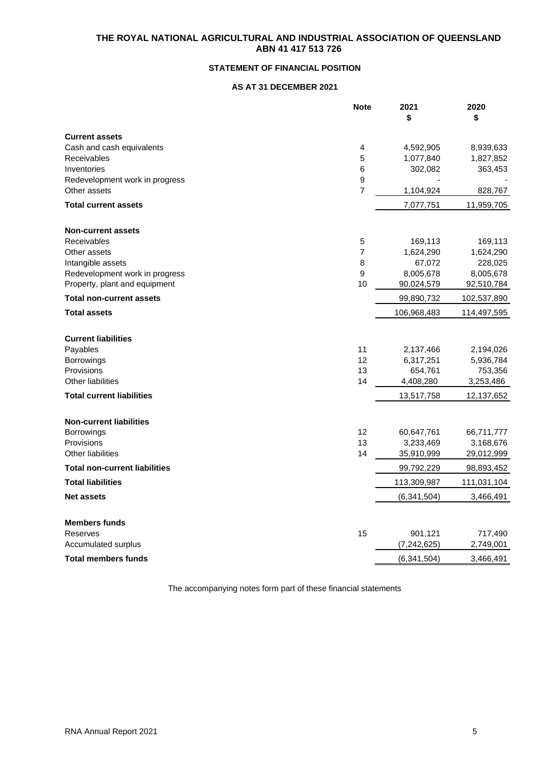# THE ROYAL NATIONAL AGRICULTURAL AND INDUSTRIAL ASSOCIATION OF QUEENSLAND
## ABN 41 417 513 726

### STATEMENT OF FINANCIAL POSITION

### AS AT 31 DECEMBER 2021

| | Note | 2021 $ | 2020 $ |
|---|---|---|---|
| **Current assets** | | | |
| Cash and cash equivalents | 4 | 4,592,905 | 8,939,633 |
| Receivables | 5 | 1,077,840 | 1,827,852 |
| Inventories | 6 | 302,082 | 363,453 |
| Redevelopment work in progress | 9 | - | - |
| Other assets | 7 | 1,104,924 | 828,767 |
| **Total current assets** | | 7,077,751 | 11,959,705 |
| **Non-current assets** | | | |
| Receivables | 5 | 169,113 | 169,113 |
| Other assets | 7 | 1,624,290 | 1,624,290 |
| Intangible assets | 8 | 67,072 | 228,025 |
| Redevelopment work in progress | 9 | 8,005,678 | 8,005,678 |
| Property, plant and equipment | 10 | 90,024,579 | 92,510,784 |
| **Total non-current assets** | | 99,890,732 | 102,537,890 |
| **Total assets** | | 106,968,483 | 114,497,595 |
| **Current liabilities** | | | |
| Payables | 11 | 2,137,466 | 2,194,026 |
| Borrowings | 12 | 6,317,251 | 5,936,784 |
| Provisions | 13 | 654,761 | 753,356 |
| Other liabilities | 14 | 4,408,280 | 3,253,486 |
| **Total current liabilities** | | 13,517,758 | 12,137,652 |
| **Non-current liabilities** | | | |
| Borrowings | 12 | 60,647,761 | 66,711,777 |
| Provisions | 13 | 3,233,469 | 3,168,676 |
| Other liabilities | 14 | 35,910,999 | 29,012,999 |
| **Total non-current liabilities** | | 99,792,229 | 98,893,452 |
| **Total liabilities** | | 113,309,987 | 111,031,104 |
| **Net assets** | | (6,341,504) | 3,466,491 |
| **Members funds** | | | |
| Reserves | 15 | 901,121 | 717,490 |
| Accumulated surplus | | (7,242,625) | 2,749,001 |
| **Total members funds** | | (6,341,504) | 3,466,491 |

The accompanying notes form part of these financial statements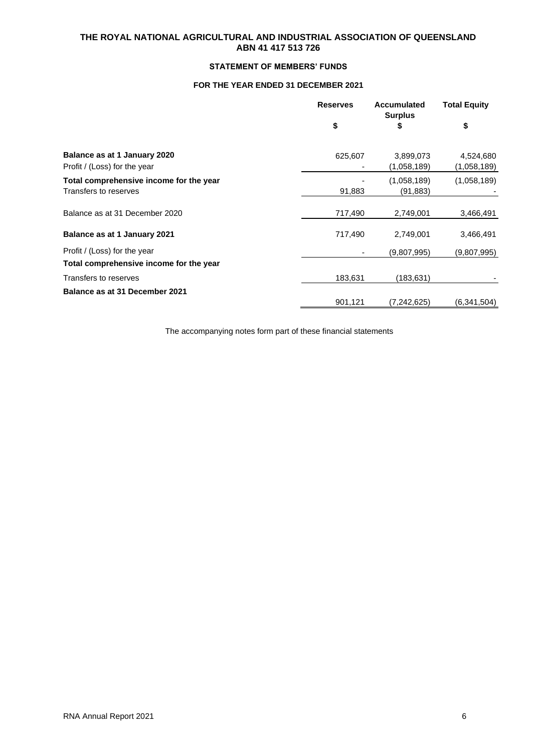# THE ROYAL NATIONAL AGRICULTURAL AND INDUSTRIAL ASSOCIATION OF QUEENSLAND
## ABN 41 417 513 726

### STATEMENT OF MEMBERS' FUNDS

### FOR THE YEAR ENDED 31 DECEMBER 2021

| | Reserves | Accumulated Surplus | Total Equity |
|---|---|---|---|
| | $ | $ | $ |
| **Balance as at 1 January 2020** | 625,607 | 3,899,073 | 4,524,680 |
| Profit / (Loss) for the year | - | (1,058,189) | (1,058,189) |
| **Total comprehensive income for the year** | - | (1,058,189) | (1,058,189) |
| Transfers to reserves | 91,883 | (91,883) | - |
| Balance as at 31 December 2020 | 717,490 | 2,749,001 | 3,466,491 |
| **Balance as at 1 January 2021** | 717,490 | 2,749,001 | 3,466,491 |
| Profit / (Loss) for the year | - | (9,807,995) | (9,807,995) |
| **Total comprehensive income for the year** | | | |
| Transfers to reserves | 183,631 | (183,631) | - |
| **Balance as at 31 December 2021** | 901,121 | (7,242,625) | (6,341,504) |

The accompanying notes form part of these financial statements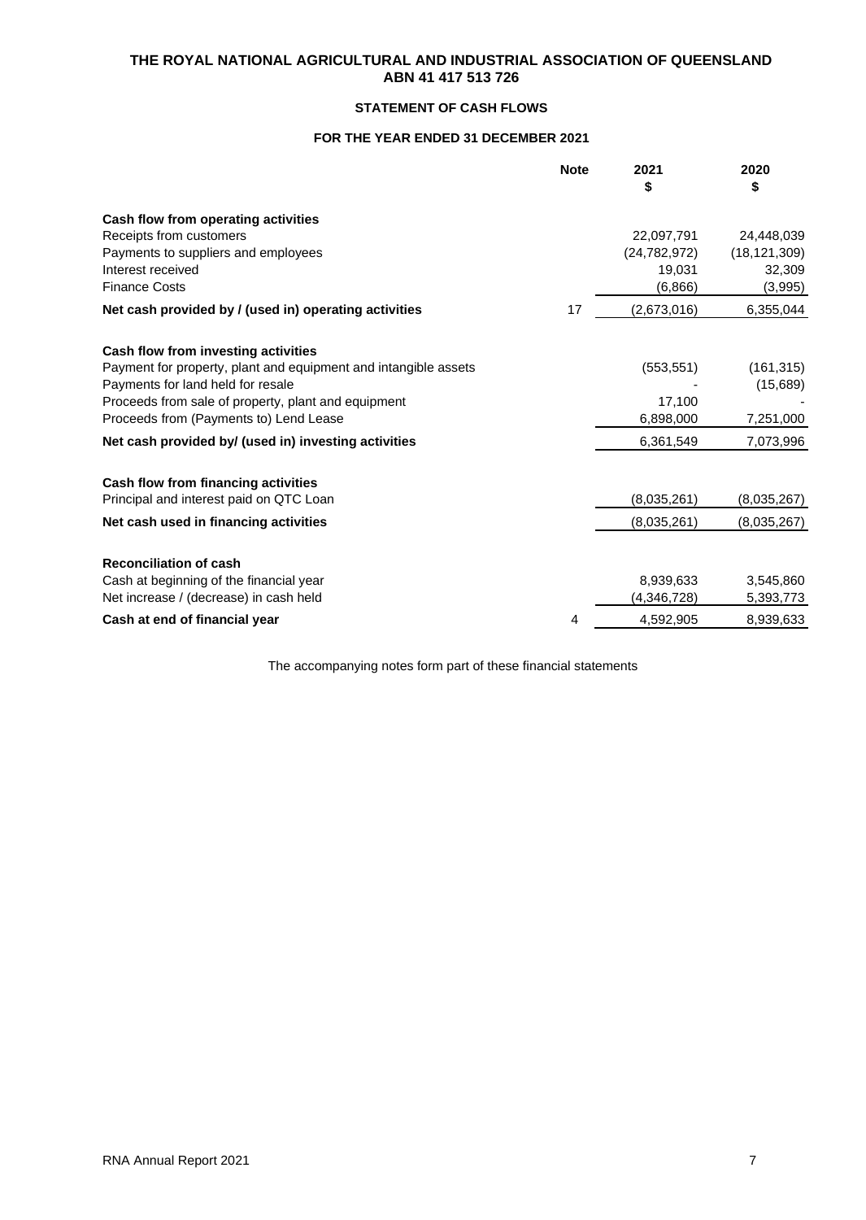**THE ROYAL NATIONAL AGRICULTURAL AND INDUSTRIAL ASSOCIATION OF QUEENSLAND**
**ABN 41 417 513 726**

## STATEMENT OF CASH FLOWS

### FOR THE YEAR ENDED 31 DECEMBER 2021

| | Note | 2021<br>$ | 2020<br>$ |
|---|---|---|---|
| **Cash flow from operating activities** | | | |
| Receipts from customers | | 22,097,791 | 24,448,039 |
| Payments to suppliers and employees | | (24,782,972) | (18,121,309) |
| Interest received | | 19,031 | 32,309 |
| Finance Costs | | (6,866) | (3,995) |
| **Net cash provided by / (used in) operating activities** | 17 | (2,673,016) | 6,355,044 |
| | | | |
| **Cash flow from investing activities** | | | |
| Payment for property, plant and equipment and intangible assets | | (553,551) | (161,315) |
| Payments for land held for resale | | - | (15,689) |
| Proceeds from sale of property, plant and equipment | | 17,100 | - |
| Proceeds from (Payments to) Lend Lease | | 6,898,000 | 7,251,000 |
| **Net cash provided by/ (used in) investing activities** | | 6,361,549 | 7,073,996 |
| | | | |
| **Cash flow from financing activities** | | | |
| Principal and interest paid on QTC Loan | | (8,035,261) | (8,035,267) |
| **Net cash used in financing activities** | | (8,035,261) | (8,035,267) |
| | | | |
| **Reconciliation of cash** | | | |
| Cash at beginning of the financial year | | 8,939,633 | 3,545,860 |
| Net increase / (decrease) in cash held | | (4,346,728) | 5,393,773 |
| **Cash at end of financial year** | 4 | 4,592,905 | 8,939,633 |

The accompanying notes form part of these financial statements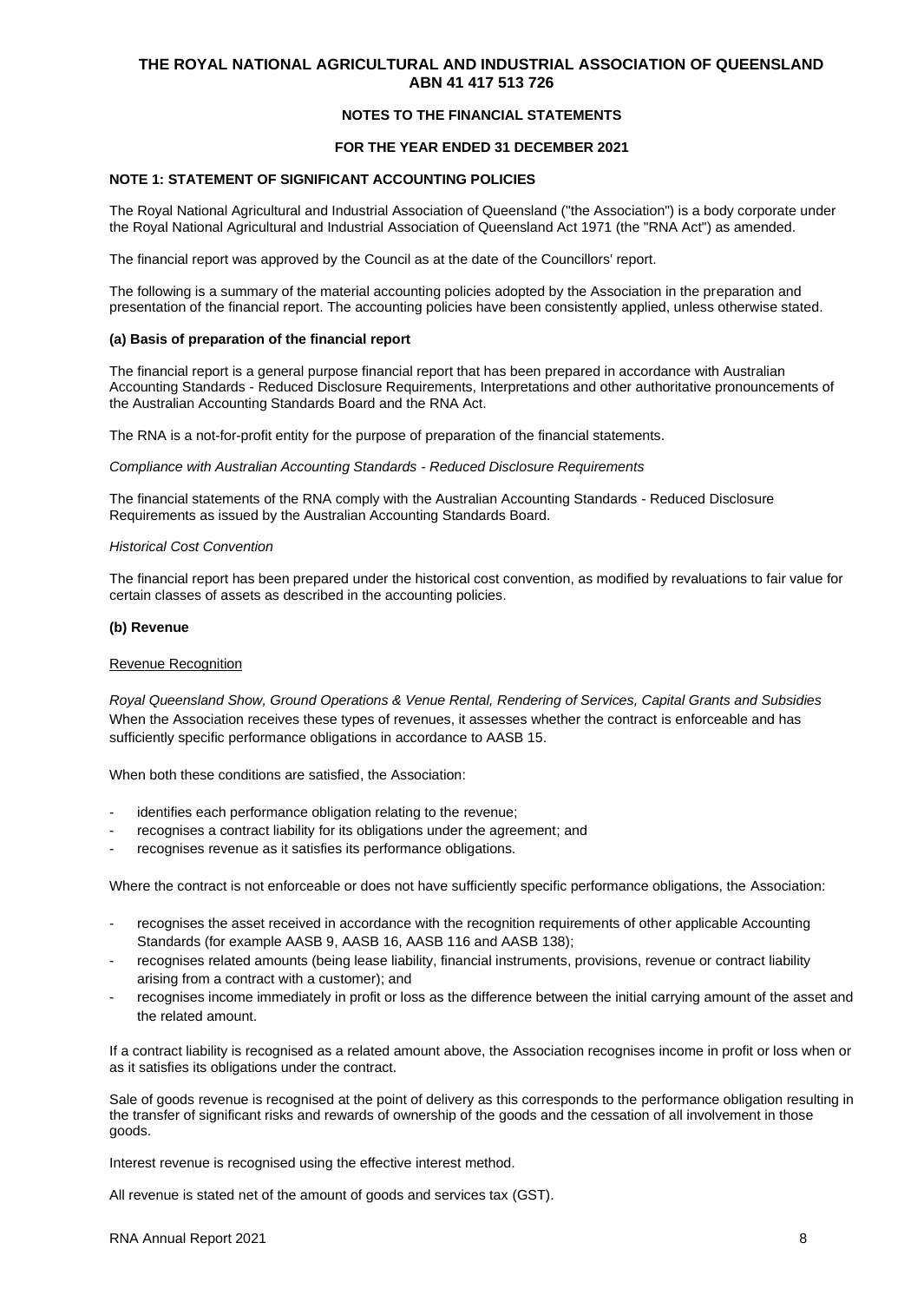# THE ROYAL NATIONAL AGRICULTURAL AND INDUSTRIAL ASSOCIATION OF QUEENSLAND
## ABN 41 417 513 726

### NOTES TO THE FINANCIAL STATEMENTS

### FOR THE YEAR ENDED 31 DECEMBER 2021

**NOTE 1: STATEMENT OF SIGNIFICANT ACCOUNTING POLICIES**

The Royal National Agricultural and Industrial Association of Queensland ("the Association") is a body corporate under the Royal National Agricultural and Industrial Association of Queensland Act 1971 (the "RNA Act") as amended.

The financial report was approved by the Council as at the date of the Councillors' report.

The following is a summary of the material accounting policies adopted by the Association in the preparation and presentation of the financial report. The accounting policies have been consistently applied, unless otherwise stated.

**(a) Basis of preparation of the financial report**

The financial report is a general purpose financial report that has been prepared in accordance with Australian Accounting Standards - Reduced Disclosure Requirements, Interpretations and other authoritative pronouncements of the Australian Accounting Standards Board and the RNA Act.

The RNA is a not-for-profit entity for the purpose of preparation of the financial statements.

*Compliance with Australian Accounting Standards - Reduced Disclosure Requirements*

The financial statements of the RNA comply with the Australian Accounting Standards - Reduced Disclosure Requirements as issued by the Australian Accounting Standards Board.

*Historical Cost Convention*

The financial report has been prepared under the historical cost convention, as modified by revaluations to fair value for certain classes of assets as described in the accounting policies.

**(b) Revenue**

Revenue Recognition

*Royal Queensland Show, Ground Operations & Venue Rental, Rendering of Services, Capital Grants and Subsidies*
When the Association receives these types of revenues, it assesses whether the contract is enforceable and has sufficiently specific performance obligations in accordance to AASB 15.

When both these conditions are satisfied, the Association:

- identifies each performance obligation relating to the revenue;
- recognises a contract liability for its obligations under the agreement; and
- recognises revenue as it satisfies its performance obligations.

Where the contract is not enforceable or does not have sufficiently specific performance obligations, the Association:

- recognises the asset received in accordance with the recognition requirements of other applicable Accounting Standards (for example AASB 9, AASB 16, AASB 116 and AASB 138);
- recognises related amounts (being lease liability, financial instruments, provisions, revenue or contract liability arising from a contract with a customer); and
- recognises income immediately in profit or loss as the difference between the initial carrying amount of the asset and the related amount.

If a contract liability is recognised as a related amount above, the Association recognises income in profit or loss when or as it satisfies its obligations under the contract.

Sale of goods revenue is recognised at the point of delivery as this corresponds to the performance obligation resulting in the transfer of significant risks and rewards of ownership of the goods and the cessation of all involvement in those goods.

Interest revenue is recognised using the effective interest method.

All revenue is stated net of the amount of goods and services tax (GST).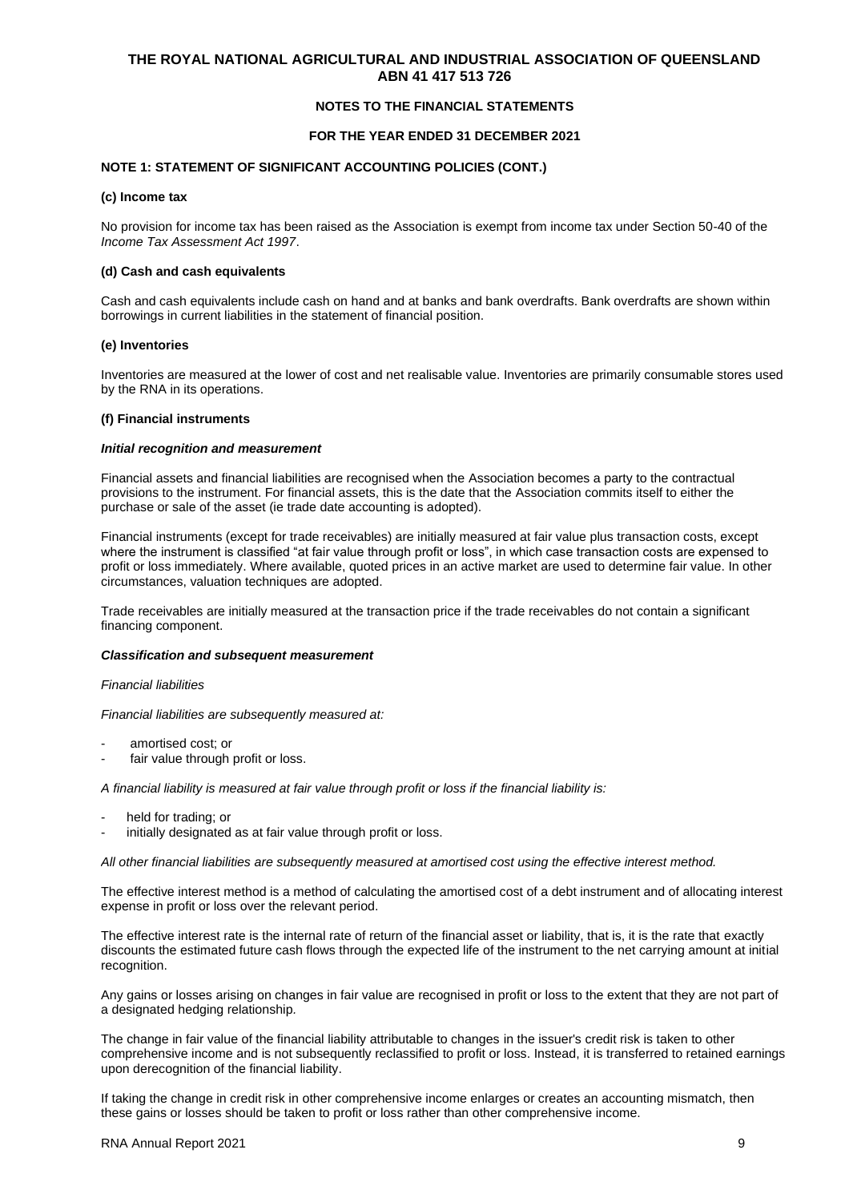# THE ROYAL NATIONAL AGRICULTURAL AND INDUSTRIAL ASSOCIATION OF QUEENSLAND
## ABN 41 417 513 726

### NOTES TO THE FINANCIAL STATEMENTS

### FOR THE YEAR ENDED 31 DECEMBER 2021

### NOTE 1: STATEMENT OF SIGNIFICANT ACCOUNTING POLICIES (CONT.)

**(c) Income tax**

No provision for income tax has been raised as the Association is exempt from income tax under Section 50-40 of the *Income Tax Assessment Act 1997*.

**(d) Cash and cash equivalents**

Cash and cash equivalents include cash on hand and at banks and bank overdrafts. Bank overdrafts are shown within borrowings in current liabilities in the statement of financial position.

**(e) Inventories**

Inventories are measured at the lower of cost and net realisable value. Inventories are primarily consumable stores used by the RNA in its operations.

**(f) Financial instruments**

***Initial recognition and measurement***

Financial assets and financial liabilities are recognised when the Association becomes a party to the contractual provisions to the instrument. For financial assets, this is the date that the Association commits itself to either the purchase or sale of the asset (ie trade date accounting is adopted).

Financial instruments (except for trade receivables) are initially measured at fair value plus transaction costs, except where the instrument is classified "at fair value through profit or loss", in which case transaction costs are expensed to profit or loss immediately. Where available, quoted prices in an active market are used to determine fair value. In other circumstances, valuation techniques are adopted.

Trade receivables are initially measured at the transaction price if the trade receivables do not contain a significant financing component.

***Classification and subsequent measurement***

*Financial liabilities*

*Financial liabilities are subsequently measured at:*

- amortised cost; or
- fair value through profit or loss.

*A financial liability is measured at fair value through profit or loss if the financial liability is:*

- held for trading; or
- initially designated as at fair value through profit or loss.

*All other financial liabilities are subsequently measured at amortised cost using the effective interest method.*

The effective interest method is a method of calculating the amortised cost of a debt instrument and of allocating interest expense in profit or loss over the relevant period.

The effective interest rate is the internal rate of return of the financial asset or liability, that is, it is the rate that exactly discounts the estimated future cash flows through the expected life of the instrument to the net carrying amount at initial recognition.

Any gains or losses arising on changes in fair value are recognised in profit or loss to the extent that they are not part of a designated hedging relationship.

The change in fair value of the financial liability attributable to changes in the issuer's credit risk is taken to other comprehensive income and is not subsequently reclassified to profit or loss. Instead, it is transferred to retained earnings upon derecognition of the financial liability.

If taking the change in credit risk in other comprehensive income enlarges or creates an accounting mismatch, then these gains or losses should be taken to profit or loss rather than other comprehensive income.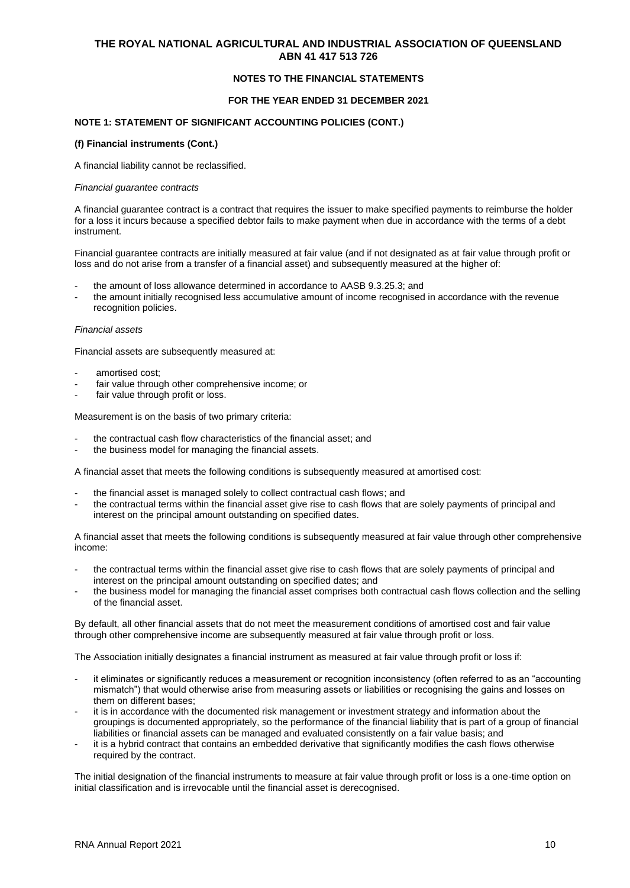# THE ROYAL NATIONAL AGRICULTURAL AND INDUSTRIAL ASSOCIATION OF QUEENSLAND
## ABN 41 417 513 726

### NOTES TO THE FINANCIAL STATEMENTS

### FOR THE YEAR ENDED 31 DECEMBER 2021

**NOTE 1: STATEMENT OF SIGNIFICANT ACCOUNTING POLICIES (CONT.)**

**(f) Financial instruments (Cont.)**

A financial liability cannot be reclassified.

*Financial guarantee contracts*

A financial guarantee contract is a contract that requires the issuer to make specified payments to reimburse the holder for a loss it incurs because a specified debtor fails to make payment when due in accordance with the terms of a debt instrument.

Financial guarantee contracts are initially measured at fair value (and if not designated as at fair value through profit or loss and do not arise from a transfer of a financial asset) and subsequently measured at the higher of:

- the amount of loss allowance determined in accordance to AASB 9.3.25.3; and
- the amount initially recognised less accumulative amount of income recognised in accordance with the revenue recognition policies.

*Financial assets*

Financial assets are subsequently measured at:

- amortised cost;
- fair value through other comprehensive income; or
- fair value through profit or loss.

Measurement is on the basis of two primary criteria:

- the contractual cash flow characteristics of the financial asset; and
- the business model for managing the financial assets.

A financial asset that meets the following conditions is subsequently measured at amortised cost:

- the financial asset is managed solely to collect contractual cash flows; and
- the contractual terms within the financial asset give rise to cash flows that are solely payments of principal and interest on the principal amount outstanding on specified dates.

A financial asset that meets the following conditions is subsequently measured at fair value through other comprehensive income:

- the contractual terms within the financial asset give rise to cash flows that are solely payments of principal and interest on the principal amount outstanding on specified dates; and
- the business model for managing the financial asset comprises both contractual cash flows collection and the selling of the financial asset.

By default, all other financial assets that do not meet the measurement conditions of amortised cost and fair value through other comprehensive income are subsequently measured at fair value through profit or loss.

The Association initially designates a financial instrument as measured at fair value through profit or loss if:

- it eliminates or significantly reduces a measurement or recognition inconsistency (often referred to as an "accounting mismatch") that would otherwise arise from measuring assets or liabilities or recognising the gains and losses on them on different bases;
- it is in accordance with the documented risk management or investment strategy and information about the groupings is documented appropriately, so the performance of the financial liability that is part of a group of financial liabilities or financial assets can be managed and evaluated consistently on a fair value basis; and
- it is a hybrid contract that contains an embedded derivative that significantly modifies the cash flows otherwise required by the contract.

The initial designation of the financial instruments to measure at fair value through profit or loss is a one-time option on initial classification and is irrevocable until the financial asset is derecognised.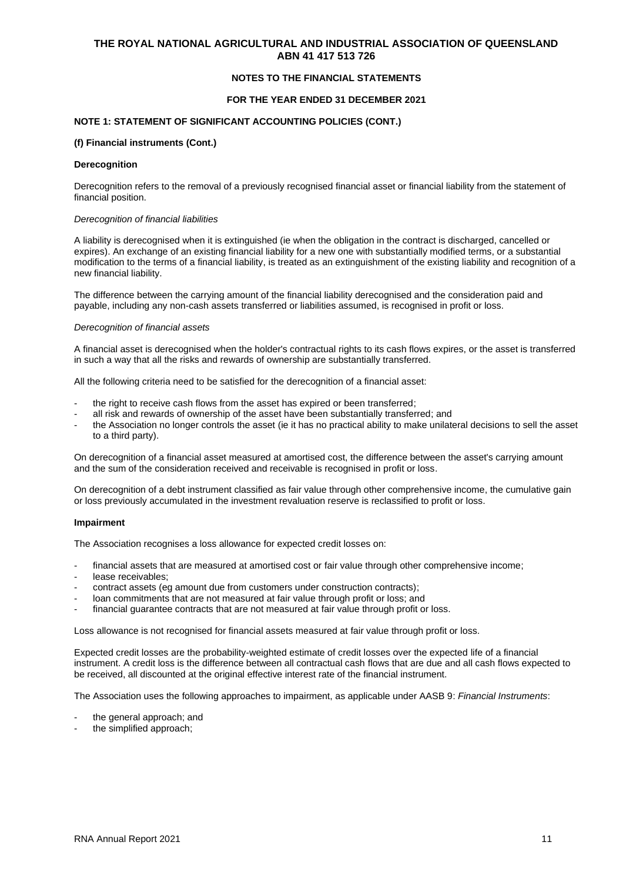# THE ROYAL NATIONAL AGRICULTURAL AND INDUSTRIAL ASSOCIATION OF QUEENSLAND
# ABN 41 417 513 726

## NOTES TO THE FINANCIAL STATEMENTS

## FOR THE YEAR ENDED 31 DECEMBER 2021

### NOTE 1: STATEMENT OF SIGNIFICANT ACCOUNTING POLICIES (CONT.)

#### (f) Financial instruments (Cont.)

**Derecognition**

Derecognition refers to the removal of a previously recognised financial asset or financial liability from the statement of financial position.

*Derecognition of financial liabilities*

A liability is derecognised when it is extinguished (ie when the obligation in the contract is discharged, cancelled or expires). An exchange of an existing financial liability for a new one with substantially modified terms, or a substantial modification to the terms of a financial liability, is treated as an extinguishment of the existing liability and recognition of a new financial liability.

The difference between the carrying amount of the financial liability derecognised and the consideration paid and payable, including any non-cash assets transferred or liabilities assumed, is recognised in profit or loss.

*Derecognition of financial assets*

A financial asset is derecognised when the holder's contractual rights to its cash flows expires, or the asset is transferred in such a way that all the risks and rewards of ownership are substantially transferred.

All the following criteria need to be satisfied for the derecognition of a financial asset:

- the right to receive cash flows from the asset has expired or been transferred;
- all risk and rewards of ownership of the asset have been substantially transferred; and
- the Association no longer controls the asset (ie it has no practical ability to make unilateral decisions to sell the asset to a third party).

On derecognition of a financial asset measured at amortised cost, the difference between the asset's carrying amount and the sum of the consideration received and receivable is recognised in profit or loss.

On derecognition of a debt instrument classified as fair value through other comprehensive income, the cumulative gain or loss previously accumulated in the investment revaluation reserve is reclassified to profit or loss.

**Impairment**

The Association recognises a loss allowance for expected credit losses on:

- financial assets that are measured at amortised cost or fair value through other comprehensive income;
- lease receivables;
- contract assets (eg amount due from customers under construction contracts);
- loan commitments that are not measured at fair value through profit or loss; and
- financial guarantee contracts that are not measured at fair value through profit or loss.

Loss allowance is not recognised for financial assets measured at fair value through profit or loss.

Expected credit losses are the probability-weighted estimate of credit losses over the expected life of a financial instrument. A credit loss is the difference between all contractual cash flows that are due and all cash flows expected to be received, all discounted at the original effective interest rate of the financial instrument.

The Association uses the following approaches to impairment, as applicable under AASB 9: *Financial Instruments*:

- the general approach; and
- the simplified approach;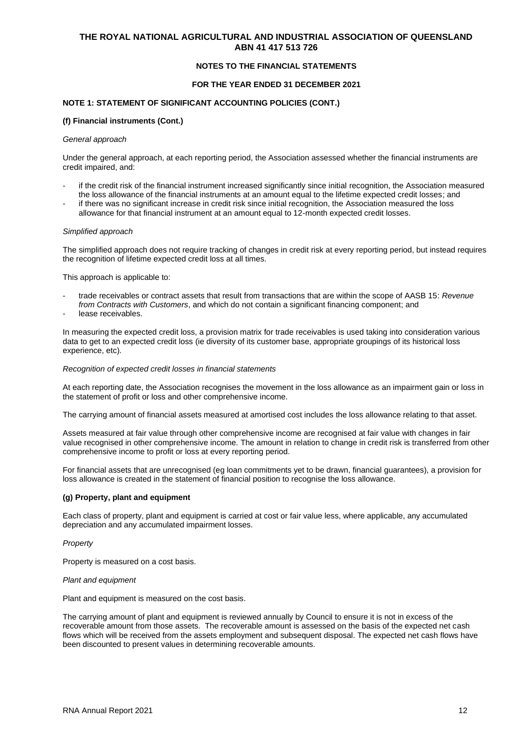# THE ROYAL NATIONAL AGRICULTURAL AND INDUSTRIAL ASSOCIATION OF QUEENSLAND
## ABN 41 417 513 726

### NOTES TO THE FINANCIAL STATEMENTS

### FOR THE YEAR ENDED 31 DECEMBER 2021

### NOTE 1: STATEMENT OF SIGNIFICANT ACCOUNTING POLICIES (CONT.)

**(f) Financial instruments (Cont.)**

*General approach*

Under the general approach, at each reporting period, the Association assessed whether the financial instruments are credit impaired, and:

- if the credit risk of the financial instrument increased significantly since initial recognition, the Association measured the loss allowance of the financial instruments at an amount equal to the lifetime expected credit losses; and
- if there was no significant increase in credit risk since initial recognition, the Association measured the loss allowance for that financial instrument at an amount equal to 12-month expected credit losses.

*Simplified approach*

The simplified approach does not require tracking of changes in credit risk at every reporting period, but instead requires the recognition of lifetime expected credit loss at all times.

This approach is applicable to:

- trade receivables or contract assets that result from transactions that are within the scope of AASB 15: *Revenue from Contracts with Customers*, and which do not contain a significant financing component; and
- lease receivables.

In measuring the expected credit loss, a provision matrix for trade receivables is used taking into consideration various data to get to an expected credit loss (ie diversity of its customer base, appropriate groupings of its historical loss experience, etc).

*Recognition of expected credit losses in financial statements*

At each reporting date, the Association recognises the movement in the loss allowance as an impairment gain or loss in the statement of profit or loss and other comprehensive income.

The carrying amount of financial assets measured at amortised cost includes the loss allowance relating to that asset.

Assets measured at fair value through other comprehensive income are recognised at fair value with changes in fair value recognised in other comprehensive income. The amount in relation to change in credit risk is transferred from other comprehensive income to profit or loss at every reporting period.

For financial assets that are unrecognised (eg loan commitments yet to be drawn, financial guarantees), a provision for loss allowance is created in the statement of financial position to recognise the loss allowance.

**(g) Property, plant and equipment**

Each class of property, plant and equipment is carried at cost or fair value less, where applicable, any accumulated depreciation and any accumulated impairment losses.

*Property*

Property is measured on a cost basis.

*Plant and equipment*

Plant and equipment is measured on the cost basis.

The carrying amount of plant and equipment is reviewed annually by Council to ensure it is not in excess of the recoverable amount from those assets. The recoverable amount is assessed on the basis of the expected net cash flows which will be received from the assets employment and subsequent disposal. The expected net cash flows have been discounted to present values in determining recoverable amounts.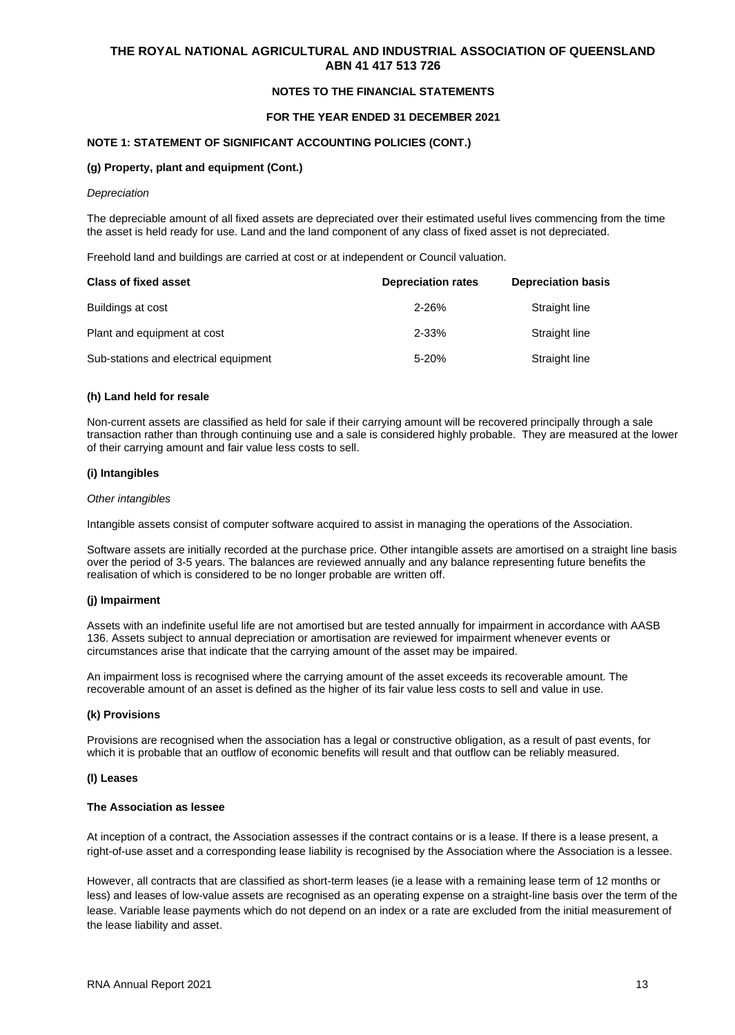# THE ROYAL NATIONAL AGRICULTURAL AND INDUSTRIAL ASSOCIATION OF QUEENSLAND
## ABN 41 417 513 726

### NOTES TO THE FINANCIAL STATEMENTS

### FOR THE YEAR ENDED 31 DECEMBER 2021

### NOTE 1: STATEMENT OF SIGNIFICANT ACCOUNTING POLICIES (CONT.)

#### (g) Property, plant and equipment (Cont.)

*Depreciation*

The depreciable amount of all fixed assets are depreciated over their estimated useful lives commencing from the time the asset is held ready for use. Land and the land component of any class of fixed asset is not depreciated.

Freehold land and buildings are carried at cost or at independent or Council valuation.

| Class of fixed asset | Depreciation rates | Depreciation basis |
|---|---|---|
| Buildings at cost | 2-26% | Straight line |
| Plant and equipment at cost | 2-33% | Straight line |
| Sub-stations and electrical equipment | 5-20% | Straight line |

#### (h) Land held for resale

Non-current assets are classified as held for sale if their carrying amount will be recovered principally through a sale transaction rather than through continuing use and a sale is considered highly probable. They are measured at the lower of their carrying amount and fair value less costs to sell.

#### (i) Intangibles

*Other intangibles*

Intangible assets consist of computer software acquired to assist in managing the operations of the Association.

Software assets are initially recorded at the purchase price. Other intangible assets are amortised on a straight line basis over the period of 3-5 years. The balances are reviewed annually and any balance representing future benefits the realisation of which is considered to be no longer probable are written off.

#### (j) Impairment

Assets with an indefinite useful life are not amortised but are tested annually for impairment in accordance with AASB 136. Assets subject to annual depreciation or amortisation are reviewed for impairment whenever events or circumstances arise that indicate that the carrying amount of the asset may be impaired.

An impairment loss is recognised where the carrying amount of the asset exceeds its recoverable amount. The recoverable amount of an asset is defined as the higher of its fair value less costs to sell and value in use.

#### (k) Provisions

Provisions are recognised when the association has a legal or constructive obligation, as a result of past events, for which it is probable that an outflow of economic benefits will result and that outflow can be reliably measured.

#### (l) Leases

**The Association as lessee**

At inception of a contract, the Association assesses if the contract contains or is a lease. If there is a lease present, a right-of-use asset and a corresponding lease liability is recognised by the Association where the Association is a lessee.

However, all contracts that are classified as short-term leases (ie a lease with a remaining lease term of 12 months or less) and leases of low-value assets are recognised as an operating expense on a straight-line basis over the term of the lease. Variable lease payments which do not depend on an index or a rate are excluded from the initial measurement of the lease liability and asset.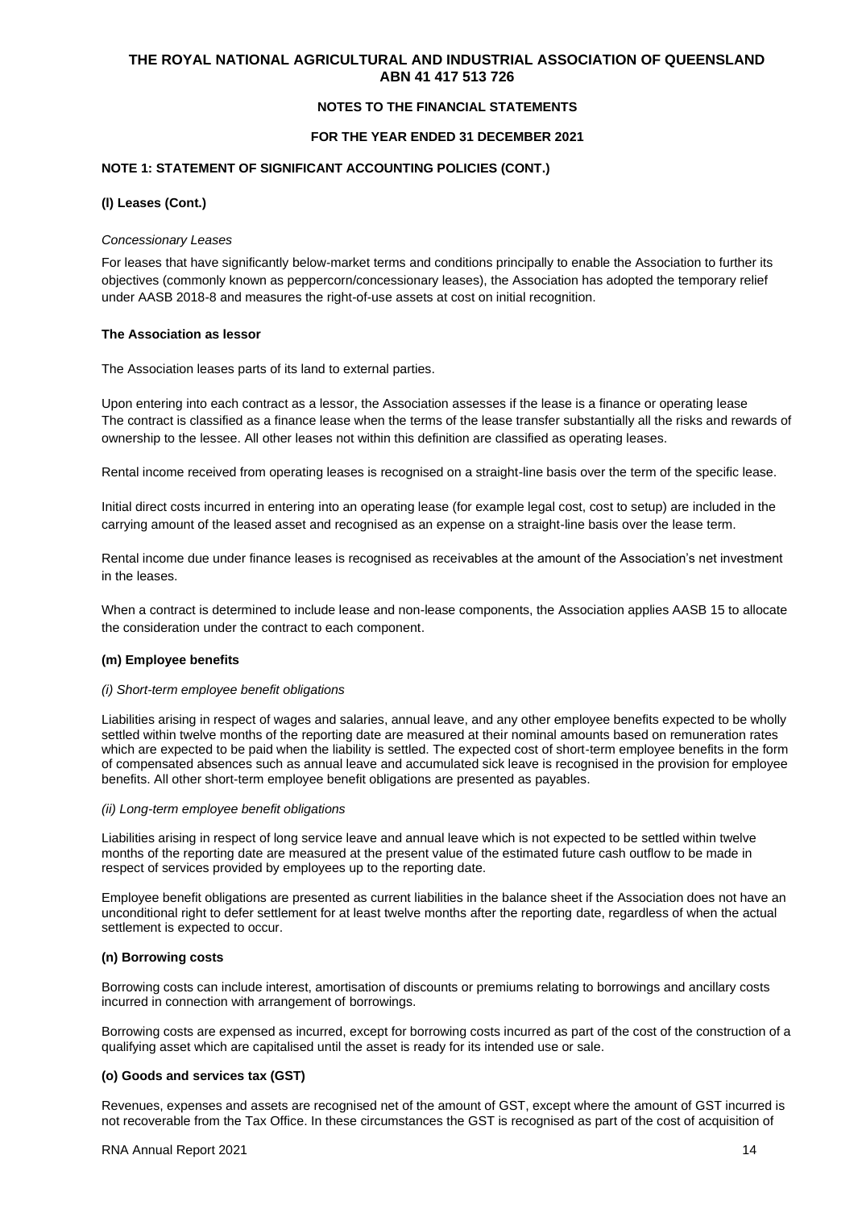## NOTE 1: STATEMENT OF SIGNIFICANT ACCOUNTING POLICIES (CONT.)

### (l) Leases (Cont.)

*Concessionary Leases*

For leases that have significantly below-market terms and conditions principally to enable the Association to further its objectives (commonly known as peppercorn/concessionary leases), the Association has adopted the temporary relief under AASB 2018-8 and measures the right-of-use assets at cost on initial recognition.

**The Association as lessor**

The Association leases parts of its land to external parties.

Upon entering into each contract as a lessor, the Association assesses if the lease is a finance or operating lease The contract is classified as a finance lease when the terms of the lease transfer substantially all the risks and rewards of ownership to the lessee. All other leases not within this definition are classified as operating leases.

Rental income received from operating leases is recognised on a straight-line basis over the term of the specific lease.

Initial direct costs incurred in entering into an operating lease (for example legal cost, cost to setup) are included in the carrying amount of the leased asset and recognised as an expense on a straight-line basis over the lease term.

Rental income due under finance leases is recognised as receivables at the amount of the Association's net investment in the leases.

When a contract is determined to include lease and non-lease components, the Association applies AASB 15 to allocate the consideration under the contract to each component.

### (m) Employee benefits

*(i) Short-term employee benefit obligations*

Liabilities arising in respect of wages and salaries, annual leave, and any other employee benefits expected to be wholly settled within twelve months of the reporting date are measured at their nominal amounts based on remuneration rates which are expected to be paid when the liability is settled. The expected cost of short-term employee benefits in the form of compensated absences such as annual leave and accumulated sick leave is recognised in the provision for employee benefits. All other short-term employee benefit obligations are presented as payables.

*(ii) Long-term employee benefit obligations*

Liabilities arising in respect of long service leave and annual leave which is not expected to be settled within twelve months of the reporting date are measured at the present value of the estimated future cash outflow to be made in respect of services provided by employees up to the reporting date.

Employee benefit obligations are presented as current liabilities in the balance sheet if the Association does not have an unconditional right to defer settlement for at least twelve months after the reporting date, regardless of when the actual settlement is expected to occur.

### (n) Borrowing costs

Borrowing costs can include interest, amortisation of discounts or premiums relating to borrowings and ancillary costs incurred in connection with arrangement of borrowings.

Borrowing costs are expensed as incurred, except for borrowing costs incurred as part of the cost of the construction of a qualifying asset which are capitalised until the asset is ready for its intended use or sale.

### (o) Goods and services tax (GST)

Revenues, expenses and assets are recognised net of the amount of GST, except where the amount of GST incurred is not recoverable from the Tax Office. In these circumstances the GST is recognised as part of the cost of acquisition of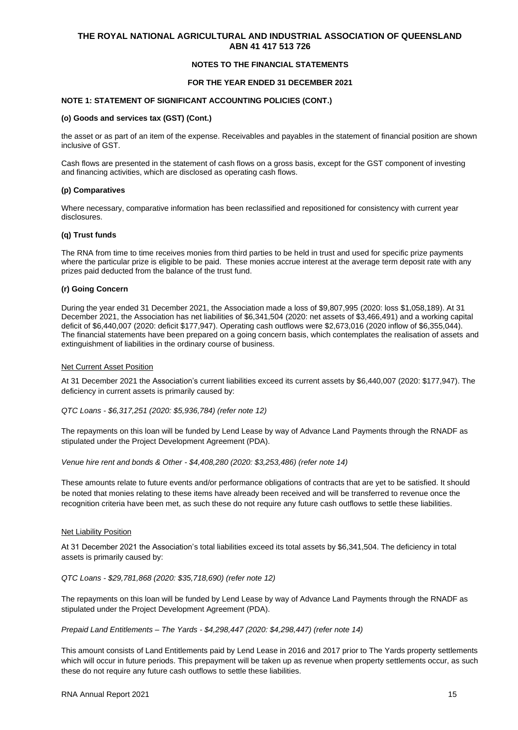# THE ROYAL NATIONAL AGRICULTURAL AND INDUSTRIAL ASSOCIATION OF QUEENSLAND
## ABN 41 417 513 726

### NOTES TO THE FINANCIAL STATEMENTS

### FOR THE YEAR ENDED 31 DECEMBER 2021

**NOTE 1: STATEMENT OF SIGNIFICANT ACCOUNTING POLICIES (CONT.)**

**(o) Goods and services tax (GST) (Cont.)**

the asset or as part of an item of the expense. Receivables and payables in the statement of financial position are shown inclusive of GST.

Cash flows are presented in the statement of cash flows on a gross basis, except for the GST component of investing and financing activities, which are disclosed as operating cash flows.

**(p) Comparatives**

Where necessary, comparative information has been reclassified and repositioned for consistency with current year disclosures.

**(q) Trust funds**

The RNA from time to time receives monies from third parties to be held in trust and used for specific prize payments where the particular prize is eligible to be paid. These monies accrue interest at the average term deposit rate with any prizes paid deducted from the balance of the trust fund.

**(r) Going Concern**

During the year ended 31 December 2021, the Association made a loss of $9,807,995 (2020: loss $1,058,189). At 31 December 2021, the Association has net liabilities of $6,341,504 (2020: net assets of $3,466,491) and a working capital deficit of $6,440,007 (2020: deficit $177,947). Operating cash outflows were $2,673,016 (2020 inflow of $6,355,044). The financial statements have been prepared on a going concern basis, which contemplates the realisation of assets and extinguishment of liabilities in the ordinary course of business.

Net Current Asset Position

At 31 December 2021 the Association's current liabilities exceed its current assets by $6,440,007 (2020: $177,947). The deficiency in current assets is primarily caused by:

*QTC Loans - $6,317,251 (2020: $5,936,784) (refer note 12)*

The repayments on this loan will be funded by Lend Lease by way of Advance Land Payments through the RNADF as stipulated under the Project Development Agreement (PDA).

*Venue hire rent and bonds & Other - $4,408,280 (2020: $3,253,486) (refer note 14)*

These amounts relate to future events and/or performance obligations of contracts that are yet to be satisfied. It should be noted that monies relating to these items have already been received and will be transferred to revenue once the recognition criteria have been met, as such these do not require any future cash outflows to settle these liabilities.

Net Liability Position

At 31 December 2021 the Association's total liabilities exceed its total assets by $6,341,504. The deficiency in total assets is primarily caused by:

*QTC Loans - $29,781,868 (2020: $35,718,690) (refer note 12)*

The repayments on this loan will be funded by Lend Lease by way of Advance Land Payments through the RNADF as stipulated under the Project Development Agreement (PDA).

*Prepaid Land Entitlements – The Yards - $4,298,447 (2020: $4,298,447) (refer note 14)*

This amount consists of Land Entitlements paid by Lend Lease in 2016 and 2017 prior to The Yards property settlements which will occur in future periods. This prepayment will be taken up as revenue when property settlements occur, as such these do not require any future cash outflows to settle these liabilities.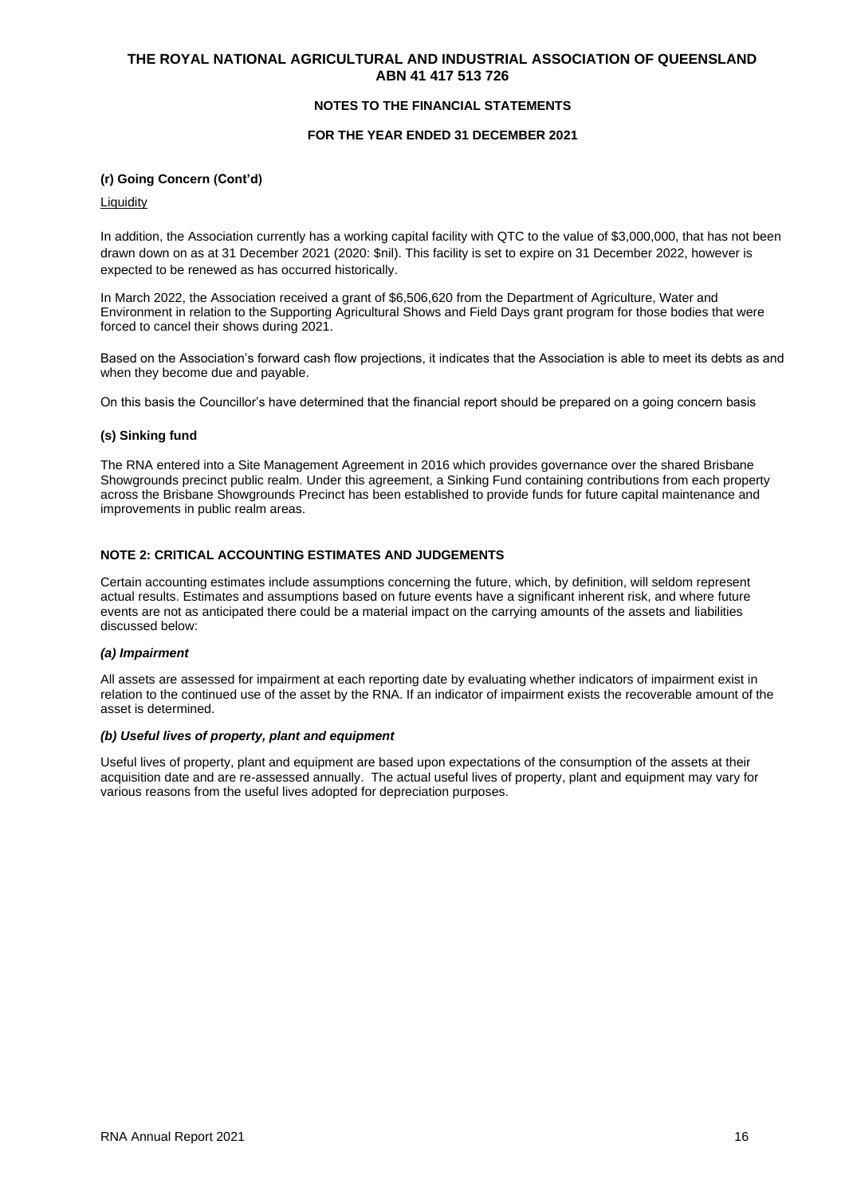**(r) Going Concern (Cont'd)**

Liquidity

In addition, the Association currently has a working capital facility with QTC to the value of $3,000,000, that has not been drawn down on as at 31 December 2021 (2020: $nil). This facility is set to expire on 31 December 2022, however is expected to be renewed as has occurred historically.

In March 2022, the Association received a grant of $6,506,620 from the Department of Agriculture, Water and Environment in relation to the Supporting Agricultural Shows and Field Days grant program for those bodies that were forced to cancel their shows during 2021.

Based on the Association's forward cash flow projections, it indicates that the Association is able to meet its debts as and when they become due and payable.

On this basis the Councillor's have determined that the financial report should be prepared on a going concern basis

**(s) Sinking fund**

The RNA entered into a Site Management Agreement in 2016 which provides governance over the shared Brisbane Showgrounds precinct public realm. Under this agreement, a Sinking Fund containing contributions from each property across the Brisbane Showgrounds Precinct has been established to provide funds for future capital maintenance and improvements in public realm areas.

## NOTE 2: CRITICAL ACCOUNTING ESTIMATES AND JUDGEMENTS

Certain accounting estimates include assumptions concerning the future, which, by definition, will seldom represent actual results. Estimates and assumptions based on future events have a significant inherent risk, and where future events are not as anticipated there could be a material impact on the carrying amounts of the assets and liabilities discussed below:

***(a) Impairment***

All assets are assessed for impairment at each reporting date by evaluating whether indicators of impairment exist in relation to the continued use of the asset by the RNA. If an indicator of impairment exists the recoverable amount of the asset is determined.

***(b) Useful lives of property, plant and equipment***

Useful lives of property, plant and equipment are based upon expectations of the consumption of the assets at their acquisition date and are re-assessed annually. The actual useful lives of property, plant and equipment may vary for various reasons from the useful lives adopted for depreciation purposes.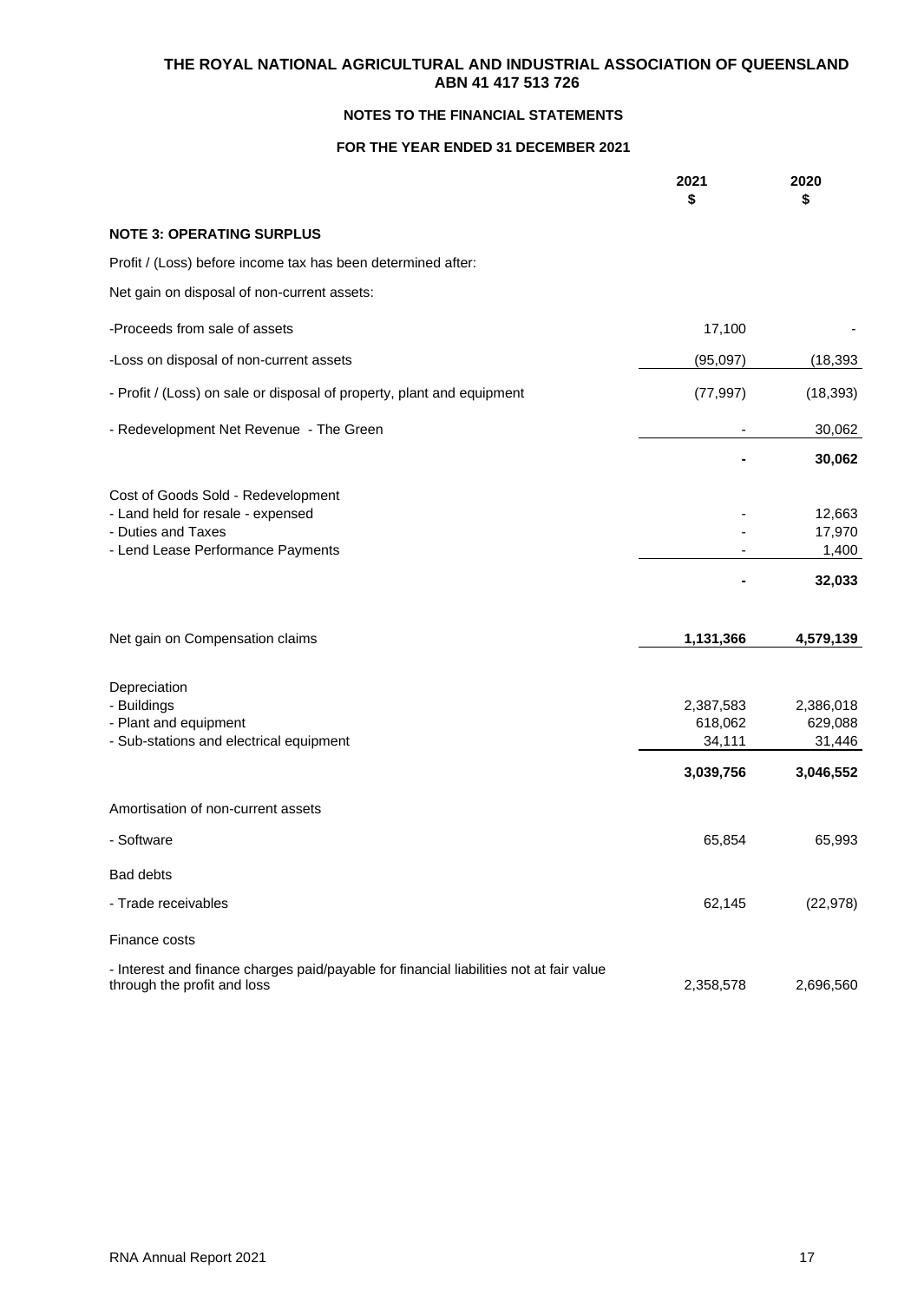**THE ROYAL NATIONAL AGRICULTURAL AND INDUSTRIAL ASSOCIATION OF QUEENSLAND**
**ABN 41 417 513 726**

**NOTES TO THE FINANCIAL STATEMENTS**

**FOR THE YEAR ENDED 31 DECEMBER 2021**

| | 2021 $ | 2020 $ |
|---|---|---|
| **NOTE 3: OPERATING SURPLUS** | | |
| Profit / (Loss) before income tax has been determined after: | | |
| Net gain on disposal of non-current assets: | | |
| -Proceeds from sale of assets | 17,100 | - |
| -Loss on disposal of non-current assets | (95,097) | (18,393 |
| - Profit / (Loss) on sale or disposal of property, plant and equipment | (77,997) | (18,393) |
| - Redevelopment Net Revenue - The Green | - | 30,062 |
| | **-** | **30,062** |
| Cost of Goods Sold - Redevelopment | | |
| - Land held for resale - expensed | - | 12,663 |
| - Duties and Taxes | - | 17,970 |
| - Lend Lease Performance Payments | - | 1,400 |
| | **-** | **32,033** |
| Net gain on Compensation claims | **1,131,366** | **4,579,139** |
| Depreciation | | |
| - Buildings | 2,387,583 | 2,386,018 |
| - Plant and equipment | 618,062 | 629,088 |
| - Sub-stations and electrical equipment | 34,111 | 31,446 |
| | **3,039,756** | **3,046,552** |
| Amortisation of non-current assets | | |
| - Software | 65,854 | 65,993 |
| Bad debts | | |
| - Trade receivables | 62,145 | (22,978) |
| Finance costs | | |
| - Interest and finance charges paid/payable for financial liabilities not at fair value through the profit and loss | 2,358,578 | 2,696,560 |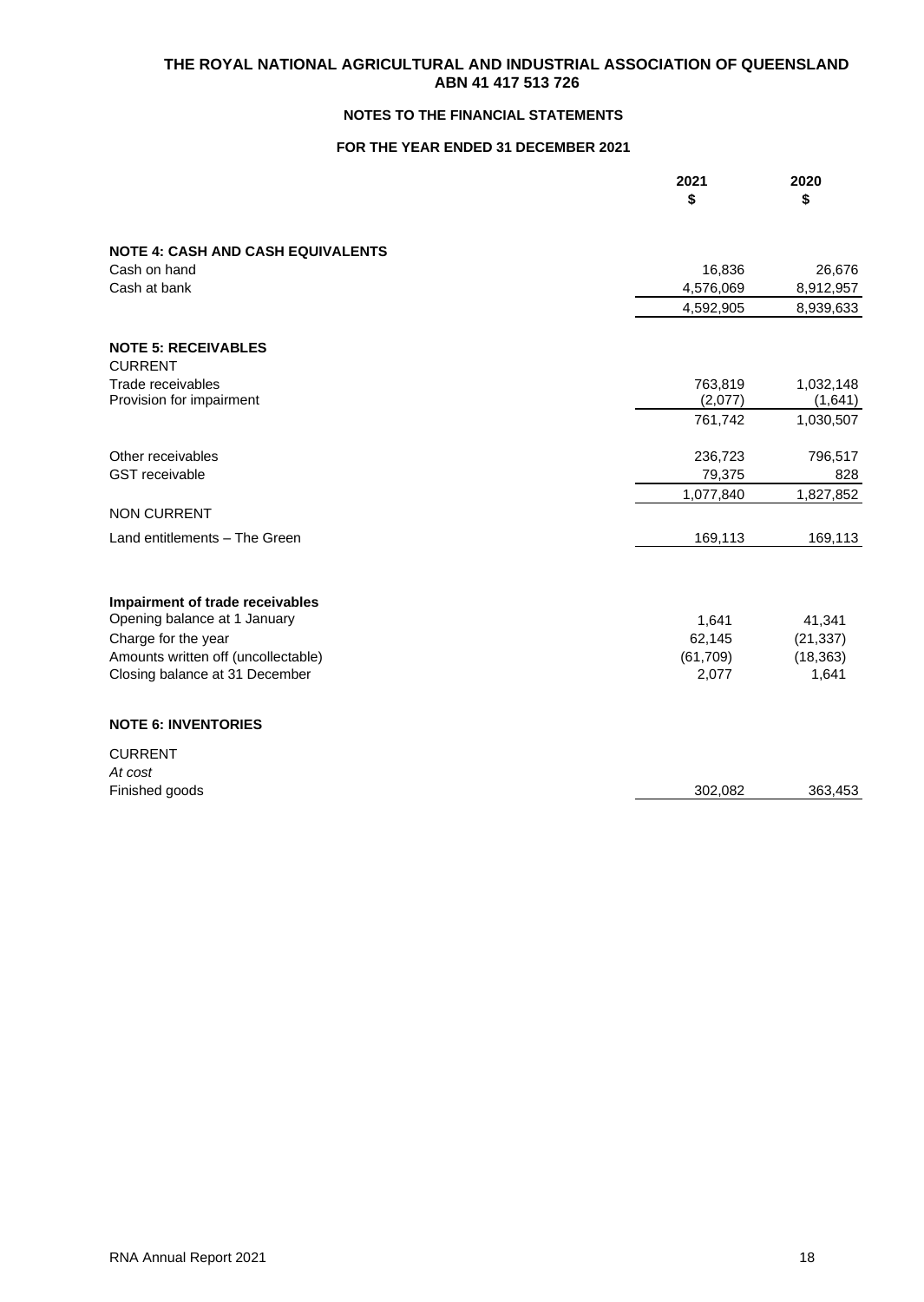# THE ROYAL NATIONAL AGRICULTURAL AND INDUSTRIAL ASSOCIATION OF QUEENSLAND
## ABN 41 417 513 726

### NOTES TO THE FINANCIAL STATEMENTS

### FOR THE YEAR ENDED 31 DECEMBER 2021

| | 2021<br>$ | 2020<br>$ |
|---|---|---|
| **NOTE 4: CASH AND CASH EQUIVALENTS** | | |
| Cash on hand | 16,836 | 26,676 |
| Cash at bank | 4,576,069 | 8,912,957 |
| | 4,592,905 | 8,939,633 |
| **NOTE 5: RECEIVABLES** | | |
| CURRENT | | |
| Trade receivables | 763,819 | 1,032,148 |
| Provision for impairment | (2,077) | (1,641) |
| | 761,742 | 1,030,507 |
| Other receivables | 236,723 | 796,517 |
| GST receivable | 79,375 | 828 |
| | 1,077,840 | 1,827,852 |
| NON CURRENT | | |
| Land entitlements – The Green | 169,113 | 169,113 |
| **Impairment of trade receivables** | | |
| Opening balance at 1 January | 1,641 | 41,341 |
| Charge for the year | 62,145 | (21,337) |
| Amounts written off (uncollectable) | (61,709) | (18,363) |
| Closing balance at 31 December | 2,077 | 1,641 |
| **NOTE 6: INVENTORIES** | | |
| CURRENT | | |
| *At cost* | | |
| Finished goods | 302,082 | 363,453 |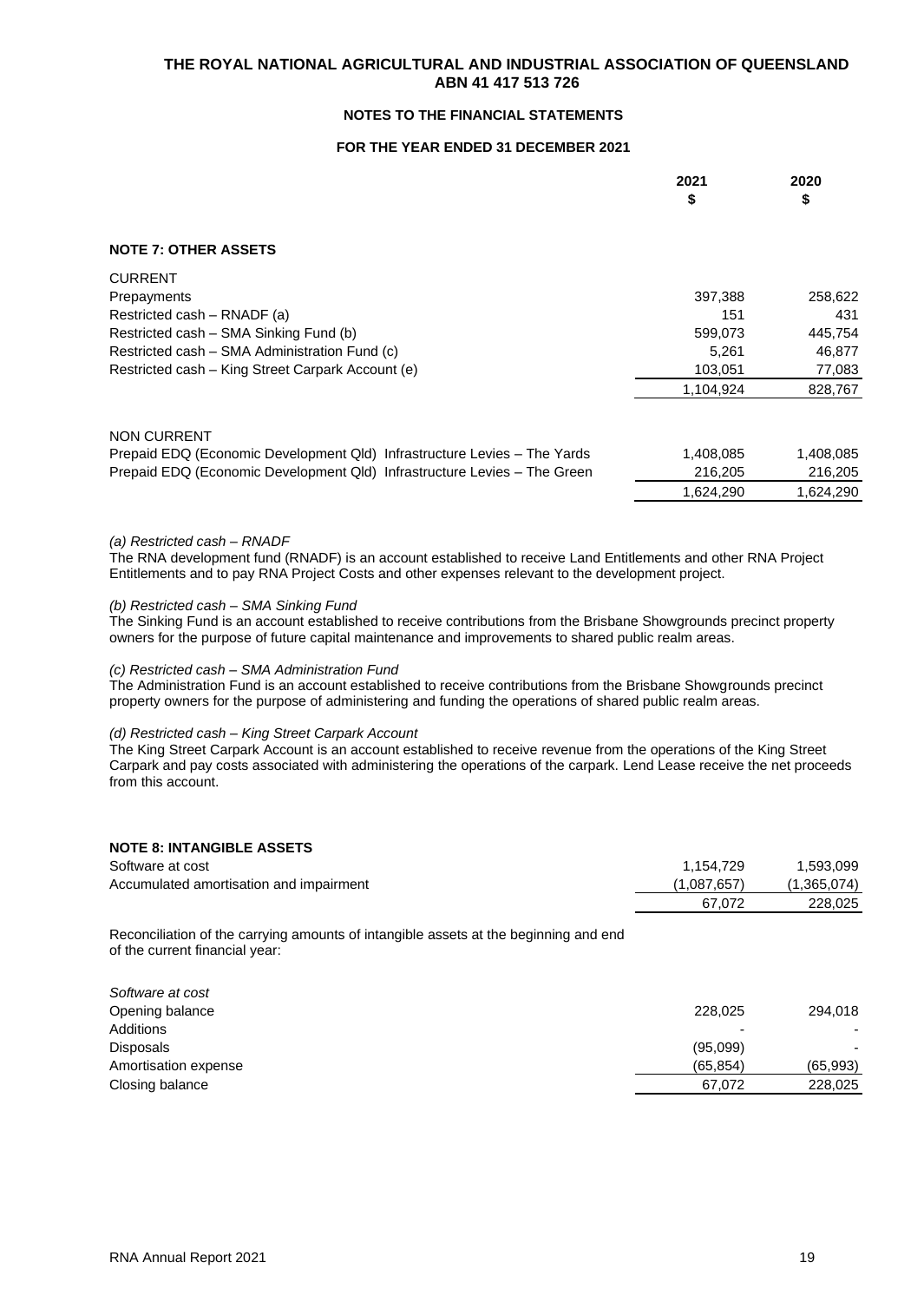# THE ROYAL NATIONAL AGRICULTURAL AND INDUSTRIAL ASSOCIATION OF QUEENSLAND
## ABN 41 417 513 726

### NOTES TO THE FINANCIAL STATEMENTS

### FOR THE YEAR ENDED 31 DECEMBER 2021

| | 2021 $ | 2020 $ |
|---|---|---|
| **NOTE 7: OTHER ASSETS** | | |
| CURRENT | | |
| Prepayments | 397,388 | 258,622 |
| Restricted cash – RNADF (a) | 151 | 431 |
| Restricted cash – SMA Sinking Fund (b) | 599,073 | 445,754 |
| Restricted cash – SMA Administration Fund (c) | 5,261 | 46,877 |
| Restricted cash – King Street Carpark Account (e) | 103,051 | 77,083 |
| | 1,104,924 | 828,767 |
| NON CURRENT | | |
| Prepaid EDQ (Economic Development Qld) Infrastructure Levies – The Yards | 1,408,085 | 1,408,085 |
| Prepaid EDQ (Economic Development Qld) Infrastructure Levies – The Green | 216,205 | 216,205 |
| | 1,624,290 | 1,624,290 |

*(a) Restricted cash – RNADF*
The RNA development fund (RNADF) is an account established to receive Land Entitlements and other RNA Project Entitlements and to pay RNA Project Costs and other expenses relevant to the development project.

*(b) Restricted cash – SMA Sinking Fund*
The Sinking Fund is an account established to receive contributions from the Brisbane Showgrounds precinct property owners for the purpose of future capital maintenance and improvements to shared public realm areas.

*(c) Restricted cash – SMA Administration Fund*
The Administration Fund is an account established to receive contributions from the Brisbane Showgrounds precinct property owners for the purpose of administering and funding the operations of shared public realm areas.

*(d) Restricted cash – King Street Carpark Account*
The King Street Carpark Account is an account established to receive revenue from the operations of the King Street Carpark and pay costs associated with administering the operations of the carpark. Lend Lease receive the net proceeds from this account.

**NOTE 8: INTANGIBLE ASSETS**

| | 2021 $ | 2020 $ |
|---|---|---|
| Software at cost | 1,154,729 | 1,593,099 |
| Accumulated amortisation and impairment | (1,087,657) | (1,365,074) |
| | 67,072 | 228,025 |

Reconciliation of the carrying amounts of intangible assets at the beginning and end of the current financial year:

| | 2021 $ | 2020 $ |
|---|---|---|
| *Software at cost* | | |
| Opening balance | 228,025 | 294,018 |
| Additions | - | - |
| Disposals | (95,099) | - |
| Amortisation expense | (65,854) | (65,993) |
| Closing balance | 67,072 | 228,025 |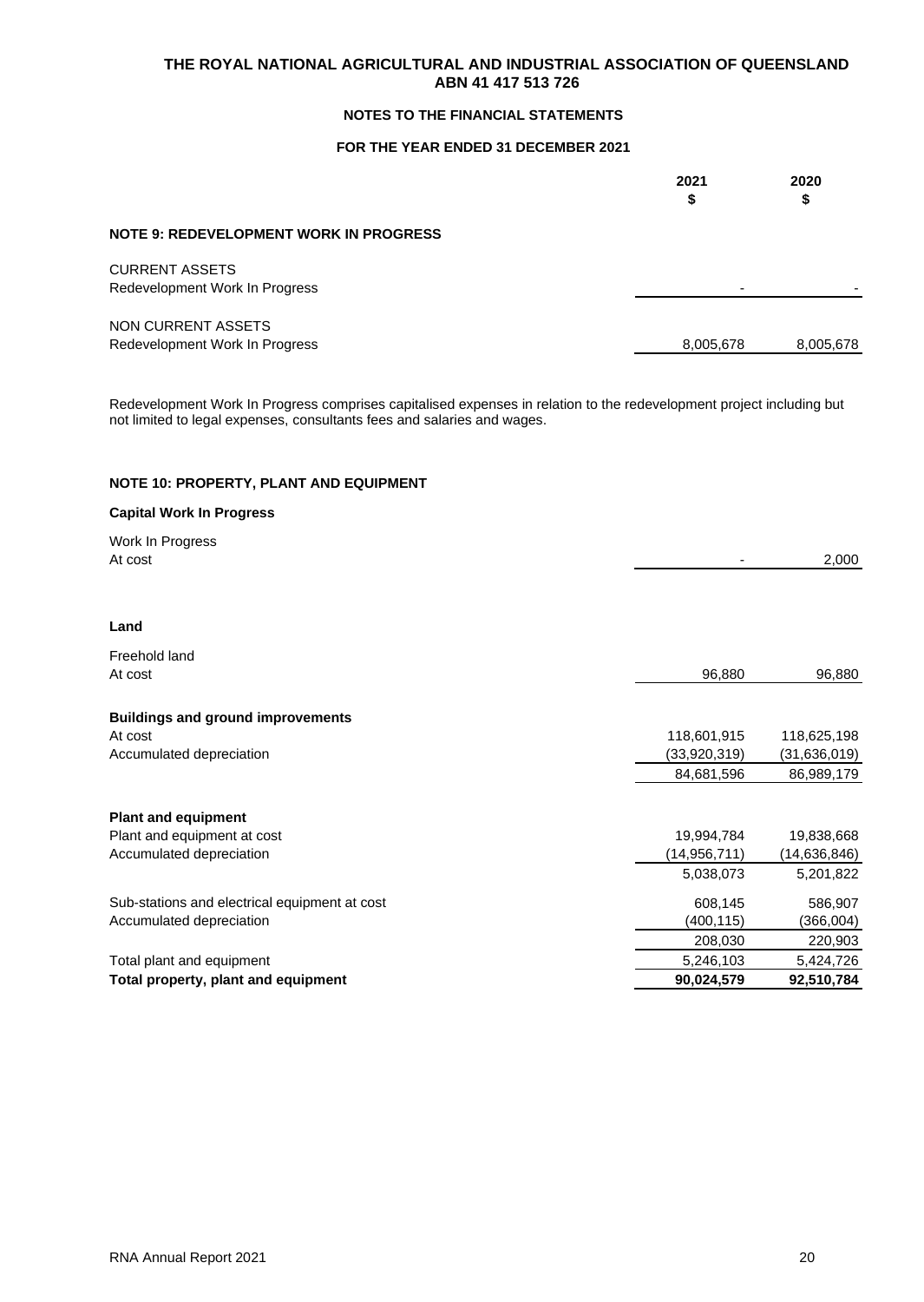**THE ROYAL NATIONAL AGRICULTURAL AND INDUSTRIAL ASSOCIATION OF QUEENSLAND**
**ABN 41 417 513 726**

**NOTES TO THE FINANCIAL STATEMENTS**

**FOR THE YEAR ENDED 31 DECEMBER 2021**

| | 2021 $ | 2020 $ |
|---|---|---|
| **NOTE 9: REDEVELOPMENT WORK IN PROGRESS** | | |
| CURRENT ASSETS | | |
| Redevelopment Work In Progress | - | - |
| NON CURRENT ASSETS | | |
| Redevelopment Work In Progress | 8,005,678 | 8,005,678 |

Redevelopment Work In Progress comprises capitalised expenses in relation to the redevelopment project including but not limited to legal expenses, consultants fees and salaries and wages.

**NOTE 10: PROPERTY, PLANT AND EQUIPMENT**

| | 2021 $ | 2020 $ |
|---|---|---|
| **Capital Work In Progress** | | |
| Work In Progress | | |
| At cost | - | 2,000 |
| **Land** | | |
| Freehold land | | |
| At cost | 96,880 | 96,880 |
| **Buildings and ground improvements** | | |
| At cost | 118,601,915 | 118,625,198 |
| Accumulated depreciation | (33,920,319) | (31,636,019) |
| | 84,681,596 | 86,989,179 |
| **Plant and equipment** | | |
| Plant and equipment at cost | 19,994,784 | 19,838,668 |
| Accumulated depreciation | (14,956,711) | (14,636,846) |
| | 5,038,073 | 5,201,822 |
| Sub-stations and electrical equipment at cost | 608,145 | 586,907 |
| Accumulated depreciation | (400,115) | (366,004) |
| | 208,030 | 220,903 |
| Total plant and equipment | 5,246,103 | 5,424,726 |
| **Total property, plant and equipment** | **90,024,579** | **92,510,784** |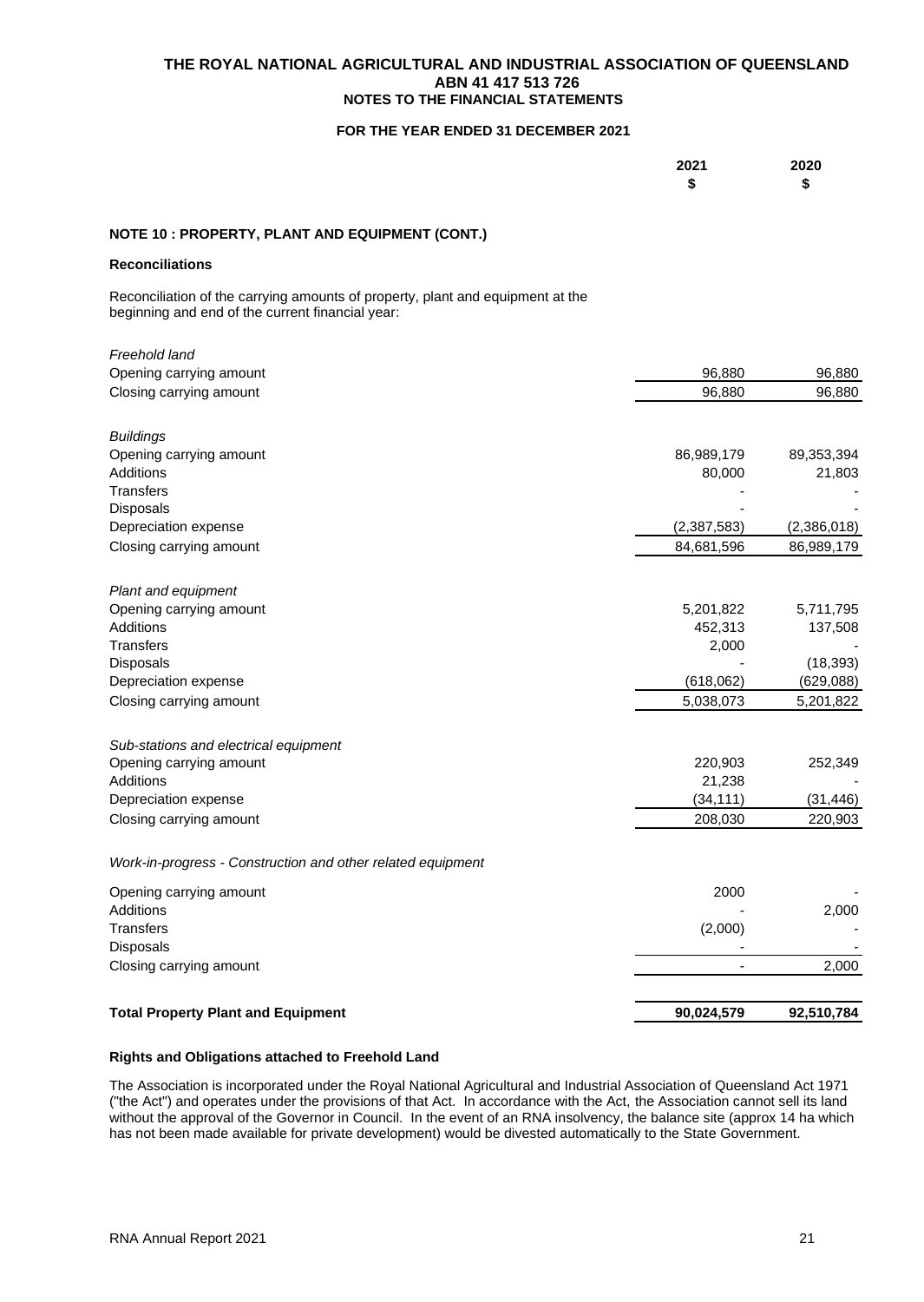# THE ROYAL NATIONAL AGRICULTURAL AND INDUSTRIAL ASSOCIATION OF QUEENSLAND
## ABN 41 417 513 726
## NOTES TO THE FINANCIAL STATEMENTS

### FOR THE YEAR ENDED 31 DECEMBER 2021

### NOTE 10 : PROPERTY, PLANT AND EQUIPMENT (CONT.)

**Reconciliations**

Reconciliation of the carrying amounts of property, plant and equipment at the beginning and end of the current financial year:

| | 2021 $ | 2020 $ |
|---|---|---|
| *Freehold land* | | |
| Opening carrying amount | 96,880 | 96,880 |
| Closing carrying amount | 96,880 | 96,880 |
| | | |
| *Buildings* | | |
| Opening carrying amount | 86,989,179 | 89,353,394 |
| Additions | 80,000 | 21,803 |
| Transfers | - | - |
| Disposals | - | - |
| Depreciation expense | (2,387,583) | (2,386,018) |
| Closing carrying amount | 84,681,596 | 86,989,179 |
| | | |
| *Plant and equipment* | | |
| Opening carrying amount | 5,201,822 | 5,711,795 |
| Additions | 452,313 | 137,508 |
| Transfers | 2,000 | - |
| Disposals | - | (18,393) |
| Depreciation expense | (618,062) | (629,088) |
| Closing carrying amount | 5,038,073 | 5,201,822 |
| | | |
| *Sub-stations and electrical equipment* | | |
| Opening carrying amount | 220,903 | 252,349 |
| Additions | 21,238 | - |
| Depreciation expense | (34,111) | (31,446) |
| Closing carrying amount | 208,030 | 220,903 |
| | | |
| *Work-in-progress - Construction and other related equipment* | | |
| Opening carrying amount | 2000 | - |
| Additions | - | 2,000 |
| Transfers | (2,000) | - |
| Disposals | - | - |
| Closing carrying amount | - | 2,000 |
| | | |
| **Total Property Plant and Equipment** | **90,024,579** | **92,510,784** |

**Rights and Obligations attached to Freehold Land**

The Association is incorporated under the Royal National Agricultural and Industrial Association of Queensland Act 1971 ("the Act") and operates under the provisions of that Act. In accordance with the Act, the Association cannot sell its land without the approval of the Governor in Council. In the event of an RNA insolvency, the balance site (approx 14 ha which has not been made available for private development) would be divested automatically to the State Government.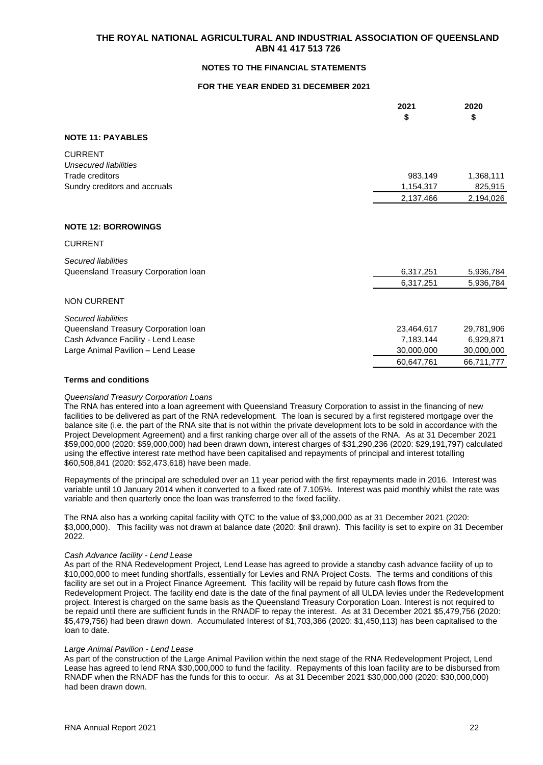# THE ROYAL NATIONAL AGRICULTURAL AND INDUSTRIAL ASSOCIATION OF QUEENSLAND ABN 41 417 513 726

## NOTES TO THE FINANCIAL STATEMENTS

### FOR THE YEAR ENDED 31 DECEMBER 2021

| | 2021 $ | 2020 $ |
|---|---|---|
| **NOTE 11: PAYABLES** | | |
| CURRENT | | |
| *Unsecured liabilities* | | |
| Trade creditors | 983,149 | 1,368,111 |
| Sundry creditors and accruals | 1,154,317 | 825,915 |
| | 2,137,466 | 2,194,026 |
| **NOTE 12: BORROWINGS** | | |
| CURRENT | | |
| *Secured liabilities* | | |
| Queensland Treasury Corporation loan | 6,317,251 | 5,936,784 |
| | 6,317,251 | 5,936,784 |
| NON CURRENT | | |
| *Secured liabilities* | | |
| Queensland Treasury Corporation loan | 23,464,617 | 29,781,906 |
| Cash Advance Facility - Lend Lease | 7,183,144 | 6,929,871 |
| Large Animal Pavilion – Lend Lease | 30,000,000 | 30,000,000 |
| | 60,647,761 | 66,711,777 |

**Terms and conditions**

*Queensland Treasury Corporation Loans*

The RNA has entered into a loan agreement with Queensland Treasury Corporation to assist in the financing of new facilities to be delivered as part of the RNA redevelopment. The loan is secured by a first registered mortgage over the balance site (i.e. the part of the RNA site that is not within the private development lots to be sold in accordance with the Project Development Agreement) and a first ranking charge over all of the assets of the RNA. As at 31 December 2021 $59,000,000 (2020: $59,000,000) had been drawn down, interest charges of $31,290,236 (2020: $29,191,797) calculated using the effective interest rate method have been capitalised and repayments of principal and interest totalling $60,508,841 (2020: $52,473,618) have been made.

Repayments of the principal are scheduled over an 11 year period with the first repayments made in 2016. Interest was variable until 10 January 2014 when it converted to a fixed rate of 7.105%. Interest was paid monthly whilst the rate was variable and then quarterly once the loan was transferred to the fixed facility.

The RNA also has a working capital facility with QTC to the value of $3,000,000 as at 31 December 2021 (2020: $3,000,000). This facility was not drawn at balance date (2020: $nil drawn). This facility is set to expire on 31 December 2022.

*Cash Advance facility - Lend Lease*

As part of the RNA Redevelopment Project, Lend Lease has agreed to provide a standby cash advance facility of up to $10,000,000 to meet funding shortfalls, essentially for Levies and RNA Project Costs. The terms and conditions of this facility are set out in a Project Finance Agreement. This facility will be repaid by future cash flows from the Redevelopment Project. The facility end date is the date of the final payment of all ULDA levies under the Redevelopment project. Interest is charged on the same basis as the Queensland Treasury Corporation Loan. Interest is not required to be repaid until there are sufficient funds in the RNADF to repay the interest. As at 31 December 2021 $5,479,756 (2020: $5,479,756) had been drawn down. Accumulated Interest of $1,703,386 (2020: $1,450,113) has been capitalised to the loan to date.

*Large Animal Pavilion - Lend Lease*

As part of the construction of the Large Animal Pavilion within the next stage of the RNA Redevelopment Project, Lend Lease has agreed to lend RNA $30,000,000 to fund the facility. Repayments of this loan facility are to be disbursed from RNADF when the RNADF has the funds for this to occur. As at 31 December 2021 $30,000,000 (2020: $30,000,000) had been drawn down.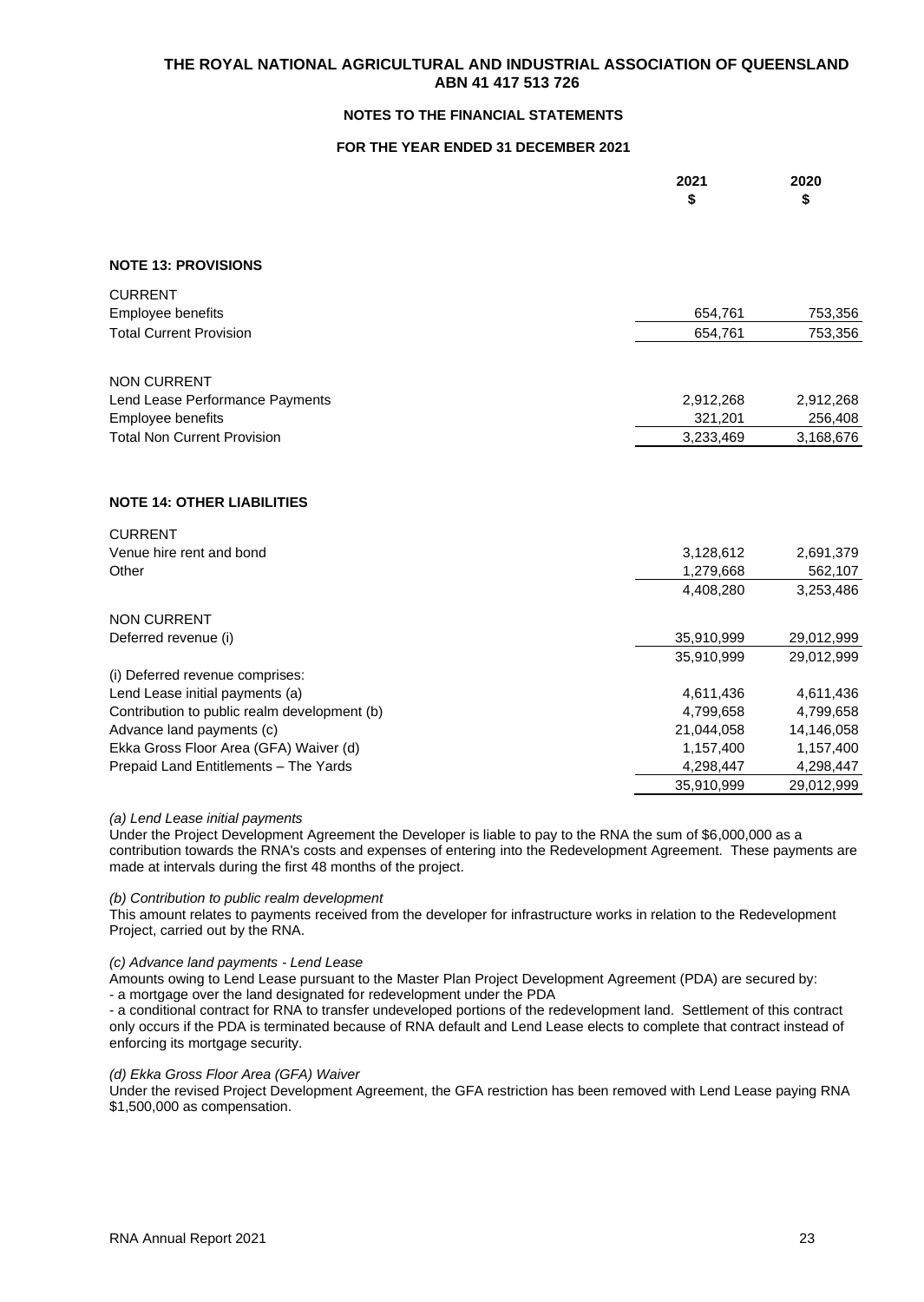# THE ROYAL NATIONAL AGRICULTURAL AND INDUSTRIAL ASSOCIATION OF QUEENSLAND
## ABN 41 417 513 726

### NOTES TO THE FINANCIAL STATEMENTS

### FOR THE YEAR ENDED 31 DECEMBER 2021

| | 2021 $ | 2020 $ |
|---|---|---|
| **NOTE 13: PROVISIONS** | | |
| CURRENT | | |
| Employee benefits | 654,761 | 753,356 |
| Total Current Provision | 654,761 | 753,356 |
| NON CURRENT | | |
| Lend Lease Performance Payments | 2,912,268 | 2,912,268 |
| Employee benefits | 321,201 | 256,408 |
| Total Non Current Provision | 3,233,469 | 3,168,676 |
| **NOTE 14: OTHER LIABILITIES** | | |
| CURRENT | | |
| Venue hire rent and bond | 3,128,612 | 2,691,379 |
| Other | 1,279,668 | 562,107 |
| | 4,408,280 | 3,253,486 |
| NON CURRENT | | |
| Deferred revenue (i) | 35,910,999 | 29,012,999 |
| | 35,910,999 | 29,012,999 |
| (i) Deferred revenue comprises: | | |
| Lend Lease initial payments (a) | 4,611,436 | 4,611,436 |
| Contribution to public realm development (b) | 4,799,658 | 4,799,658 |
| Advance land payments (c) | 21,044,058 | 14,146,058 |
| Ekka Gross Floor Area (GFA) Waiver (d) | 1,157,400 | 1,157,400 |
| Prepaid Land Entitlements – The Yards | 4,298,447 | 4,298,447 |
| | 35,910,999 | 29,012,999 |

*(a) Lend Lease initial payments*
Under the Project Development Agreement the Developer is liable to pay to the RNA the sum of $6,000,000 as a contribution towards the RNA's costs and expenses of entering into the Redevelopment Agreement. These payments are made at intervals during the first 48 months of the project.

*(b) Contribution to public realm development*
This amount relates to payments received from the developer for infrastructure works in relation to the Redevelopment Project, carried out by the RNA.

*(c) Advance land payments - Lend Lease*
Amounts owing to Lend Lease pursuant to the Master Plan Project Development Agreement (PDA) are secured by:
- a mortgage over the land designated for redevelopment under the PDA
- a conditional contract for RNA to transfer undeveloped portions of the redevelopment land. Settlement of this contract only occurs if the PDA is terminated because of RNA default and Lend Lease elects to complete that contract instead of enforcing its mortgage security.

*(d) Ekka Gross Floor Area (GFA) Waiver*
Under the revised Project Development Agreement, the GFA restriction has been removed with Lend Lease paying RNA $1,500,000 as compensation.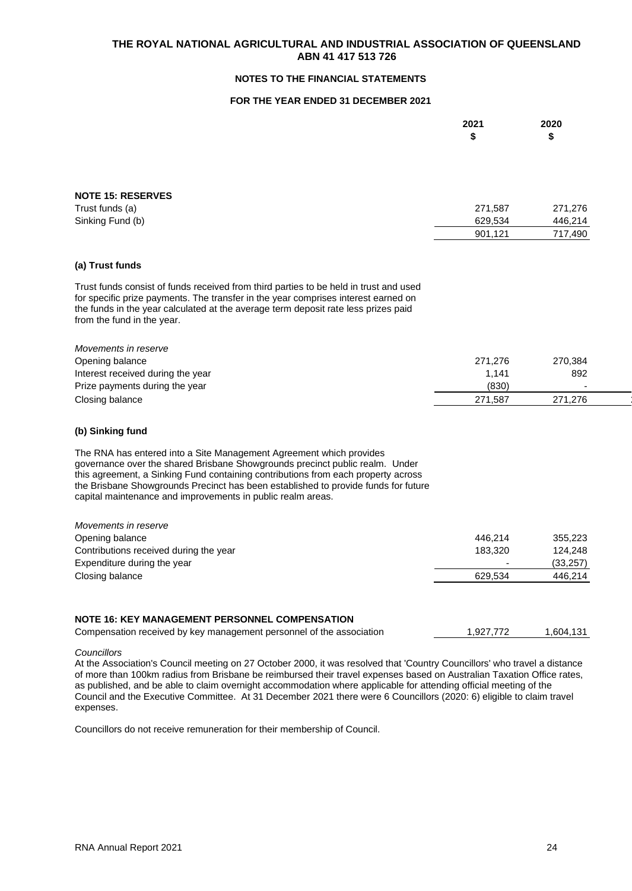# THE ROYAL NATIONAL AGRICULTURAL AND INDUSTRIAL ASSOCIATION OF QUEENSLAND
## ABN 41 417 513 726

### NOTES TO THE FINANCIAL STATEMENTS

### FOR THE YEAR ENDED 31 DECEMBER 2021

| | 2021 $ | 2020 $ |
|---|---|---|
| **NOTE 15: RESERVES** | | |
| Trust funds (a) | 271,587 | 271,276 |
| Sinking Fund (b) | 629,534 | 446,214 |
| | 901,121 | 717,490 |

**(a) Trust funds**

Trust funds consist of funds received from third parties to be held in trust and used for specific prize payments. The transfer in the year comprises interest earned on the funds in the year calculated at the average term deposit rate less prizes paid from the fund in the year.

| *Movements in reserve* | 2021 $ | 2020 $ |
|---|---|---|
| Opening balance | 271,276 | 270,384 |
| Interest received during the year | 1,141 | 892 |
| Prize payments during the year | (830) | - |
| Closing balance | 271,587 | 271,276 |

**(b) Sinking fund**

The RNA has entered into a Site Management Agreement which provides governance over the shared Brisbane Showgrounds precinct public realm. Under this agreement, a Sinking Fund containing contributions from each property across the Brisbane Showgrounds Precinct has been established to provide funds for future capital maintenance and improvements in public realm areas.

| *Movements in reserve* | 2021 $ | 2020 $ |
|---|---|---|
| Opening balance | 446,214 | 355,223 |
| Contributions received during the year | 183,320 | 124,248 |
| Expenditure during the year | - | (33,257) |
| Closing balance | 629,534 | 446,214 |

**NOTE 16: KEY MANAGEMENT PERSONNEL COMPENSATION**

| | 2021 $ | 2020 $ |
|---|---|---|
| Compensation received by key management personnel of the association | 1,927,772 | 1,604,131 |

*Councillors*

At the Association's Council meeting on 27 October 2000, it was resolved that 'Country Councillors' who travel a distance of more than 100km radius from Brisbane be reimbursed their travel expenses based on Australian Taxation Office rates, as published, and be able to claim overnight accommodation where applicable for attending official meeting of the Council and the Executive Committee. At 31 December 2021 there were 6 Councillors (2020: 6) eligible to claim travel expenses.

Councillors do not receive remuneration for their membership of Council.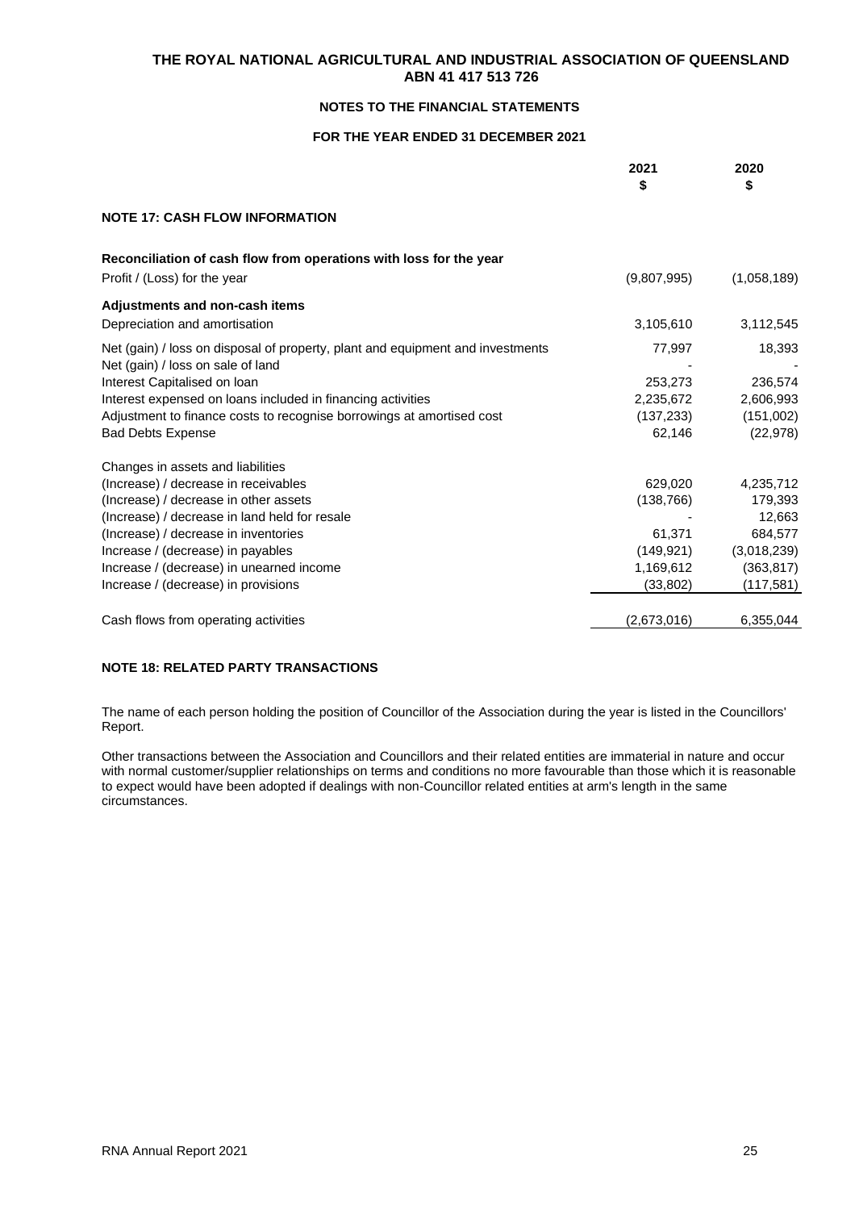**THE ROYAL NATIONAL AGRICULTURAL AND INDUSTRIAL ASSOCIATION OF QUEENSLAND**
**ABN 41 417 513 726**

**NOTES TO THE FINANCIAL STATEMENTS**

**FOR THE YEAR ENDED 31 DECEMBER 2021**

| | 2021 $ | 2020 $ |
|---|---|---|
| **NOTE 17: CASH FLOW INFORMATION** | | |
| **Reconciliation of cash flow from operations with loss for the year** | | |
| Profit / (Loss) for the year | (9,807,995) | (1,058,189) |
| **Adjustments and non-cash items** | | |
| Depreciation and amortisation | 3,105,610 | 3,112,545 |
| Net (gain) / loss on disposal of property, plant and equipment and investments | 77,997 | 18,393 |
| Net (gain) / loss on sale of land | - | - |
| Interest Capitalised on loan | 253,273 | 236,574 |
| Interest expensed on loans included in financing activities | 2,235,672 | 2,606,993 |
| Adjustment to finance costs to recognise borrowings at amortised cost | (137,233) | (151,002) |
| Bad Debts Expense | 62,146 | (22,978) |
| Changes in assets and liabilities | | |
| (Increase) / decrease in receivables | 629,020 | 4,235,712 |
| (Increase) / decrease in other assets | (138,766) | 179,393 |
| (Increase) / decrease in land held for resale | - | 12,663 |
| (Increase) / decrease in inventories | 61,371 | 684,577 |
| Increase / (decrease) in payables | (149,921) | (3,018,239) |
| Increase / (decrease) in unearned income | 1,169,612 | (363,817) |
| Increase / (decrease) in provisions | (33,802) | (117,581) |
| Cash flows from operating activities | (2,673,016) | 6,355,044 |

**NOTE 18: RELATED PARTY TRANSACTIONS**

The name of each person holding the position of Councillor of the Association during the year is listed in the Councillors' Report.

Other transactions between the Association and Councillors and their related entities are immaterial in nature and occur with normal customer/supplier relationships on terms and conditions no more favourable than those which it is reasonable to expect would have been adopted if dealings with non-Councillor related entities at arm's length in the same circumstances.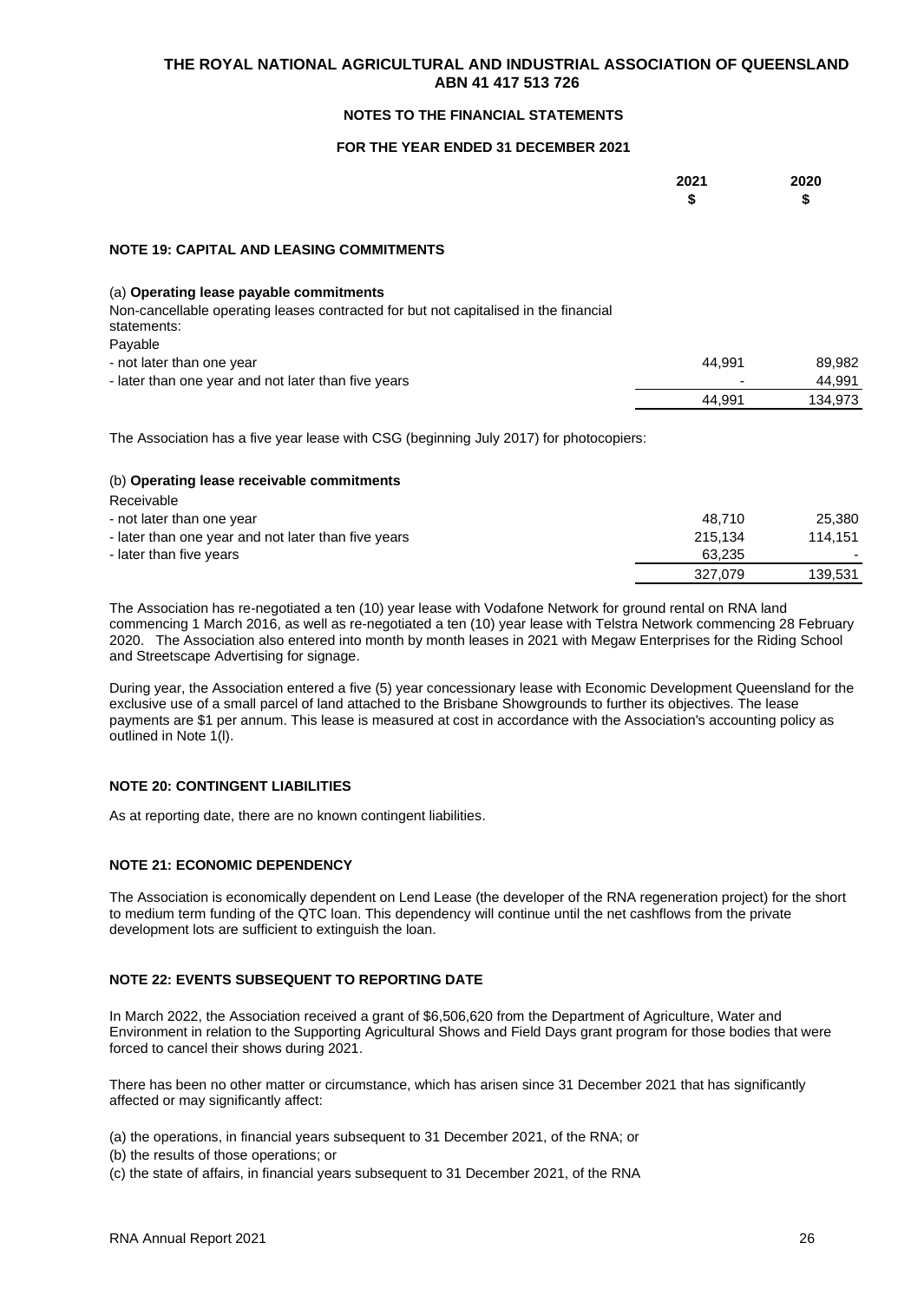# THE ROYAL NATIONAL AGRICULTURAL AND INDUSTRIAL ASSOCIATION OF QUEENSLAND
## ABN 41 417 513 726

### NOTES TO THE FINANCIAL STATEMENTS

### FOR THE YEAR ENDED 31 DECEMBER 2021

### NOTE 19: CAPITAL AND LEASING COMMITMENTS

(a) **Operating lease payable commitments**

Non-cancellable operating leases contracted for but not capitalised in the financial statements:

| | 2021 $ | 2020 $ |
|---|---|---|
| Payable | | |
| - not later than one year | 44,991 | 89,982 |
| - later than one year and not later than five years | - | 44,991 |
| | 44,991 | 134,973 |

The Association has a five year lease with CSG (beginning July 2017) for photocopiers:

(b) **Operating lease receivable commitments**

| | 2021 $ | 2020 $ |
|---|---|---|
| Receivable | | |
| - not later than one year | 48,710 | 25,380 |
| - later than one year and not later than five years | 215,134 | 114,151 |
| - later than five years | 63,235 | - |
| | 327,079 | 139,531 |

The Association has re-negotiated a ten (10) year lease with Vodafone Network for ground rental on RNA land commencing 1 March 2016, as well as re-negotiated a ten (10) year lease with Telstra Network commencing 28 February 2020. The Association also entered into month by month leases in 2021 with Megaw Enterprises for the Riding School and Streetscape Advertising for signage.

During year, the Association entered a five (5) year concessionary lease with Economic Development Queensland for the exclusive use of a small parcel of land attached to the Brisbane Showgrounds to further its objectives. The lease payments are $1 per annum. This lease is measured at cost in accordance with the Association's accounting policy as outlined in Note 1(l).

### NOTE 20: CONTINGENT LIABILITIES

As at reporting date, there are no known contingent liabilities.

### NOTE 21: ECONOMIC DEPENDENCY

The Association is economically dependent on Lend Lease (the developer of the RNA regeneration project) for the short to medium term funding of the QTC loan. This dependency will continue until the net cashflows from the private development lots are sufficient to extinguish the loan.

### NOTE 22: EVENTS SUBSEQUENT TO REPORTING DATE

In March 2022, the Association received a grant of $6,506,620 from the Department of Agriculture, Water and Environment in relation to the Supporting Agricultural Shows and Field Days grant program for those bodies that were forced to cancel their shows during 2021.

There has been no other matter or circumstance, which has arisen since 31 December 2021 that has significantly affected or may significantly affect:

(a) the operations, in financial years subsequent to 31 December 2021, of the RNA; or

(b) the results of those operations; or

(c) the state of affairs, in financial years subsequent to 31 December 2021, of the RNA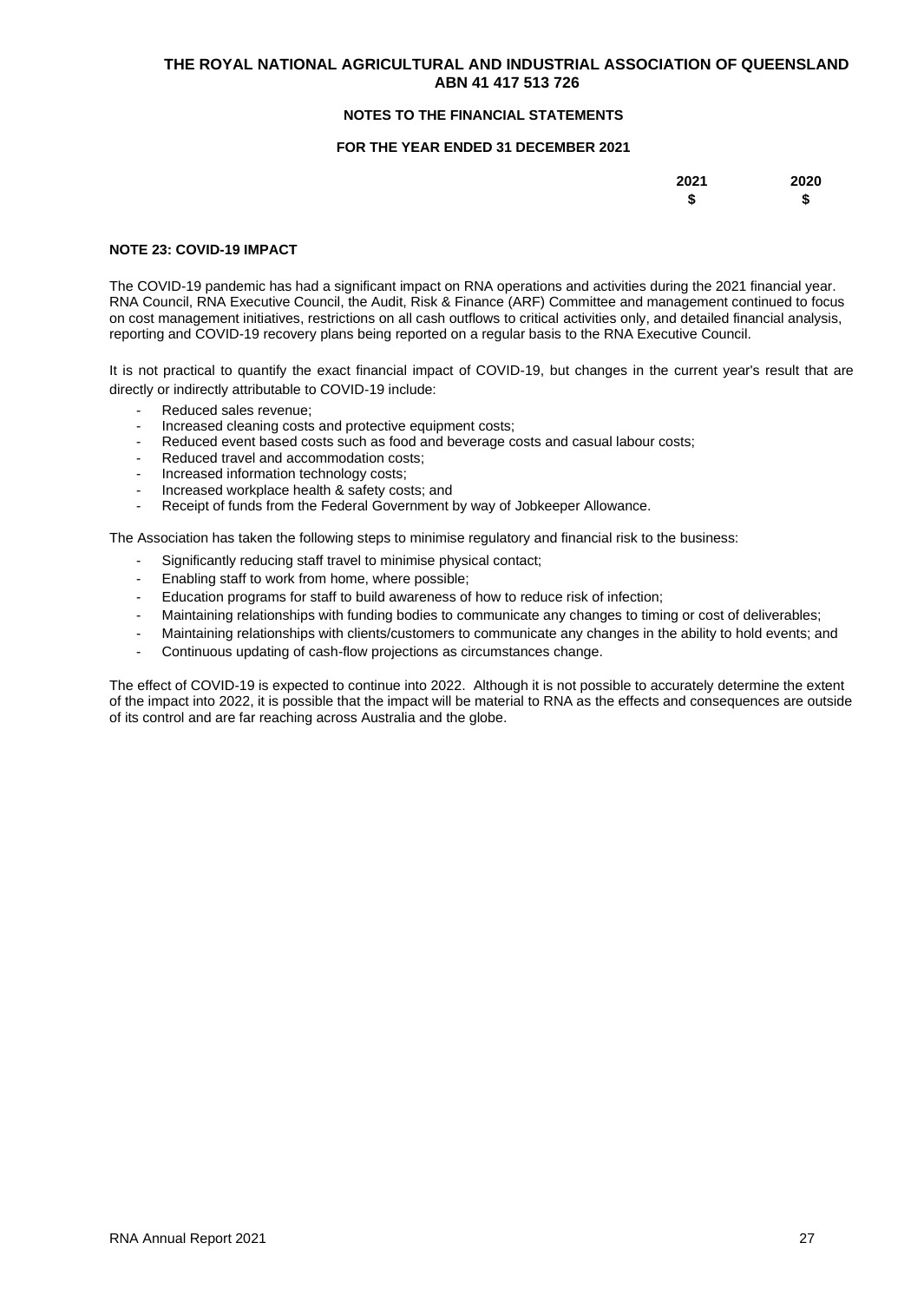**THE ROYAL NATIONAL AGRICULTURAL AND INDUSTRIAL ASSOCIATION OF QUEENSLAND**
**ABN 41 417 513 726**

**NOTES TO THE FINANCIAL STATEMENTS**

**FOR THE YEAR ENDED 31 DECEMBER 2021**

| | 2021 | 2020 |
|---|---|---|
| | $ | $ |

**NOTE 23: COVID-19 IMPACT**

The COVID-19 pandemic has had a significant impact on RNA operations and activities during the 2021 financial year. RNA Council, RNA Executive Council, the Audit, Risk & Finance (ARF) Committee and management continued to focus on cost management initiatives, restrictions on all cash outflows to critical activities only, and detailed financial analysis, reporting and COVID-19 recovery plans being reported on a regular basis to the RNA Executive Council.

It is not practical to quantify the exact financial impact of COVID-19, but changes in the current year's result that are directly or indirectly attributable to COVID-19 include:

- Reduced sales revenue;
- Increased cleaning costs and protective equipment costs;
- Reduced event based costs such as food and beverage costs and casual labour costs;
- Reduced travel and accommodation costs;
- Increased information technology costs;
- Increased workplace health & safety costs; and
- Receipt of funds from the Federal Government by way of Jobkeeper Allowance.

The Association has taken the following steps to minimise regulatory and financial risk to the business:

- Significantly reducing staff travel to minimise physical contact;
- Enabling staff to work from home, where possible;
- Education programs for staff to build awareness of how to reduce risk of infection;
- Maintaining relationships with funding bodies to communicate any changes to timing or cost of deliverables;
- Maintaining relationships with clients/customers to communicate any changes in the ability to hold events; and
- Continuous updating of cash-flow projections as circumstances change.

The effect of COVID-19 is expected to continue into 2022. Although it is not possible to accurately determine the extent of the impact into 2022, it is possible that the impact will be material to RNA as the effects and consequences are outside of its control and are far reaching across Australia and the globe.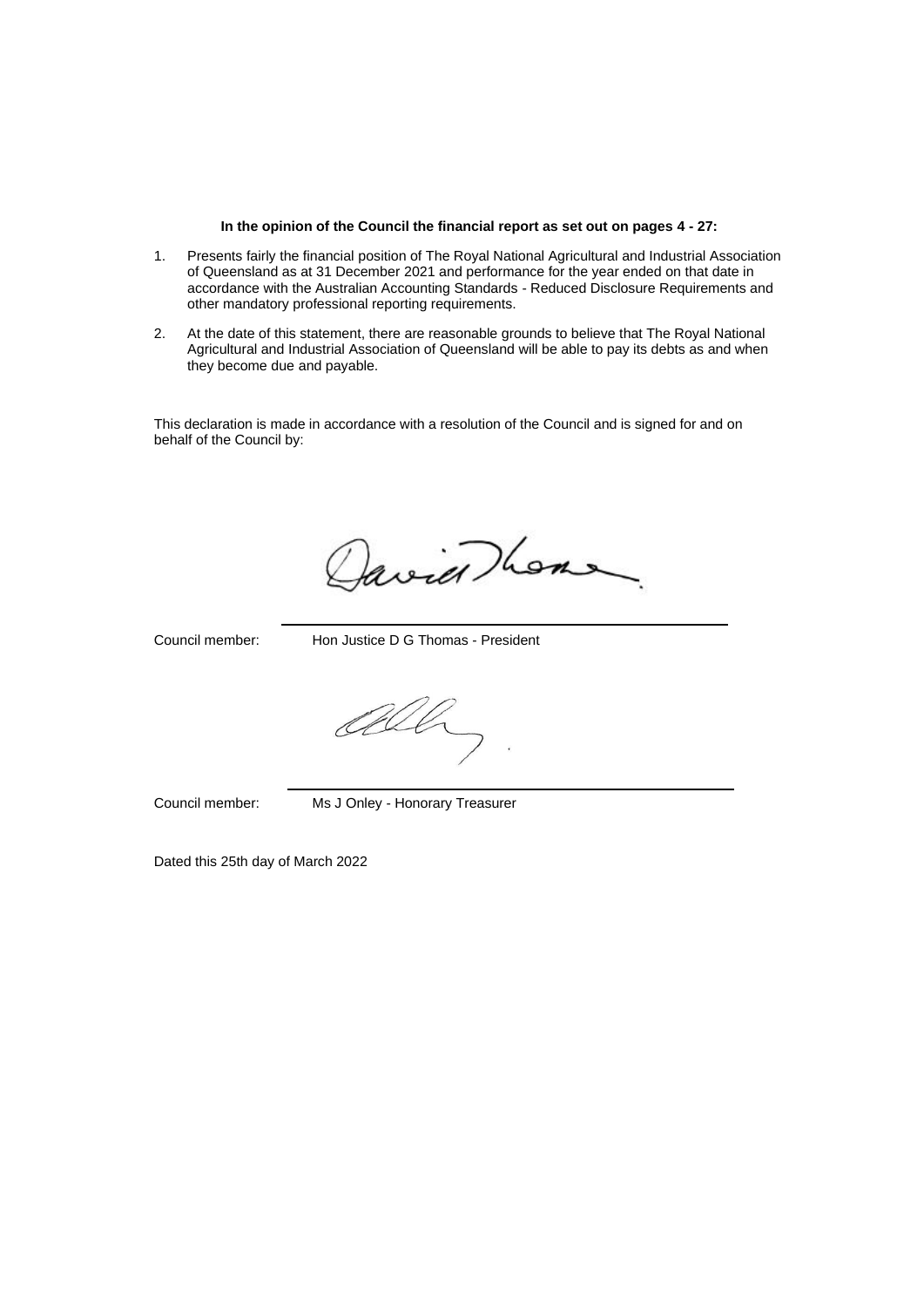**In the opinion of the Council the financial report as set out on pages 4 - 27:**

1. Presents fairly the financial position of The Royal National Agricultural and Industrial Association of Queensland as at 31 December 2021 and performance for the year ended on that date in accordance with the Australian Accounting Standards - Reduced Disclosure Requirements and other mandatory professional reporting requirements.

2. At the date of this statement, there are reasonable grounds to believe that The Royal National Agricultural and Industrial Association of Queensland will be able to pay its debts as and when they become due and payable.

This declaration is made in accordance with a resolution of the Council and is signed for and on behalf of the Council by:

Council member: Hon Justice D G Thomas - President

Council member: Ms J Onley - Honorary Treasurer

Dated this 25th day of March 2022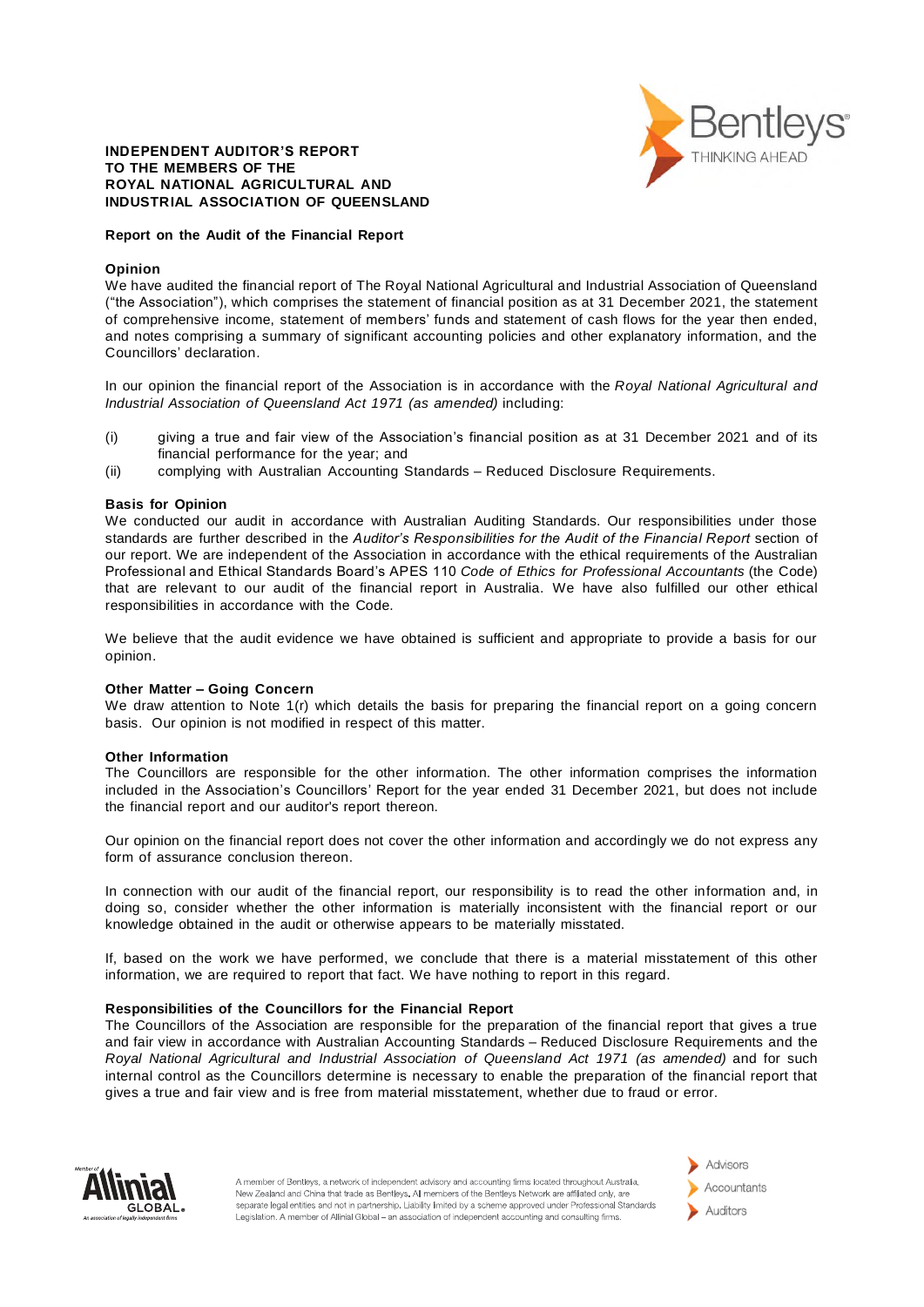# INDEPENDENT AUDITOR'S REPORT TO THE MEMBERS OF THE ROYAL NATIONAL AGRICULTURAL AND INDUSTRIAL ASSOCIATION OF QUEENSLAND

## Report on the Audit of the Financial Report

### Opinion

We have audited the financial report of The Royal National Agricultural and Industrial Association of Queensland ("the Association"), which comprises the statement of financial position as at 31 December 2021, the statement of comprehensive income, statement of members' funds and statement of cash flows for the year then ended, and notes comprising a summary of significant accounting policies and other explanatory information, and the Councillors' declaration.

In our opinion the financial report of the Association is in accordance with the *Royal National Agricultural and Industrial Association of Queensland Act 1971 (as amended)* including:

(i) giving a true and fair view of the Association's financial position as at 31 December 2021 and of its financial performance for the year; and

(ii) complying with Australian Accounting Standards – Reduced Disclosure Requirements.

### Basis for Opinion

We conducted our audit in accordance with Australian Auditing Standards. Our responsibilities under those standards are further described in the *Auditor's Responsibilities for the Audit of the Financial Report* section of our report. We are independent of the Association in accordance with the ethical requirements of the Australian Professional and Ethical Standards Board's APES 110 *Code of Ethics for Professional Accountants* (the Code) that are relevant to our audit of the financial report in Australia. We have also fulfilled our other ethical responsibilities in accordance with the Code.

We believe that the audit evidence we have obtained is sufficient and appropriate to provide a basis for our opinion.

### Other Matter – Going Concern

We draw attention to Note 1(r) which details the basis for preparing the financial report on a going concern basis. Our opinion is not modified in respect of this matter.

### Other Information

The Councillors are responsible for the other information. The other information comprises the information included in the Association's Councillors' Report for the year ended 31 December 2021, but does not include the financial report and our auditor's report thereon.

Our opinion on the financial report does not cover the other information and accordingly we do not express any form of assurance conclusion thereon.

In connection with our audit of the financial report, our responsibility is to read the other information and, in doing so, consider whether the other information is materially inconsistent with the financial report or our knowledge obtained in the audit or otherwise appears to be materially misstated.

If, based on the work we have performed, we conclude that there is a material misstatement of this other information, we are required to report that fact. We have nothing to report in this regard.

### Responsibilities of the Councillors for the Financial Report

The Councillors of the Association are responsible for the preparation of the financial report that gives a true and fair view in accordance with Australian Accounting Standards – Reduced Disclosure Requirements and the *Royal National Agricultural and Industrial Association of Queensland Act 1971 (as amended)* and for such internal control as the Councillors determine is necessary to enable the preparation of the financial report that gives a true and fair view and is free from material misstatement, whether due to fraud or error.

A member of Bentleys, a network of independent advisory and accounting firms located throughout Australia, New Zealand and China that trade as Bentleys. All members of the Bentleys Network are affiliated only, are separate legal entities and not in partnership. Liability limited by a scheme approved under Professional Standards Legislation. A member of Allinial Global – an association of independent accounting and consulting firms.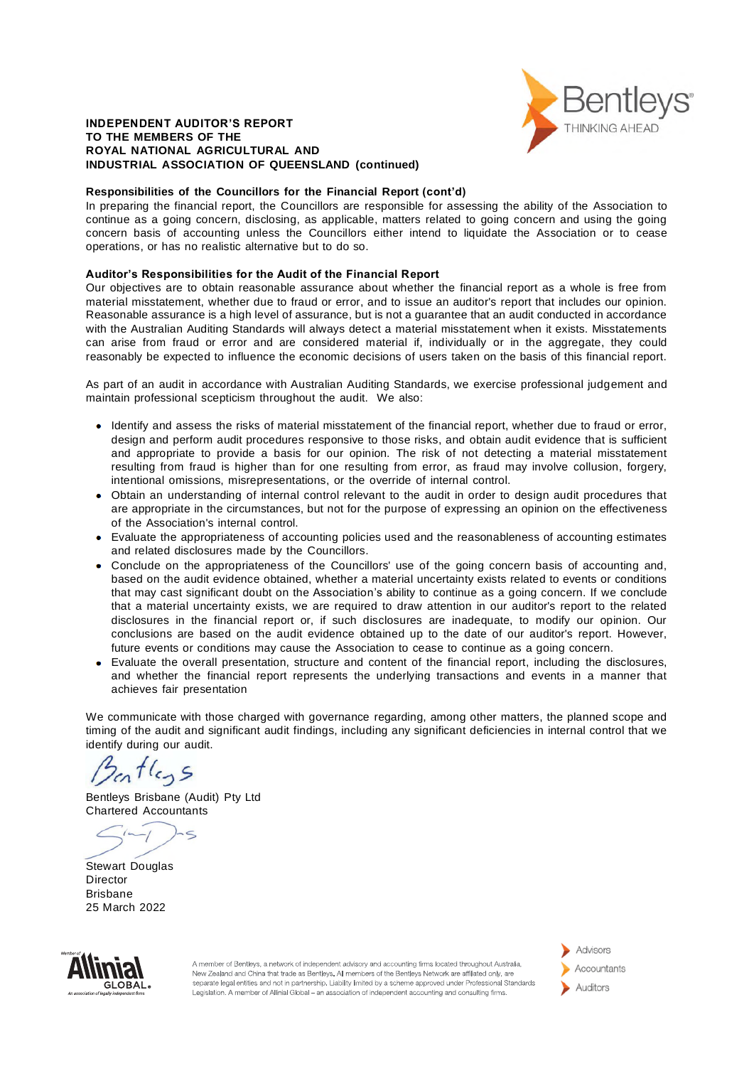**INDEPENDENT AUDITOR'S REPORT**
**TO THE MEMBERS OF THE**
**ROYAL NATIONAL AGRICULTURAL AND**
**INDUSTRIAL ASSOCIATION OF QUEENSLAND (continued)**

**Responsibilities of the Councillors for the Financial Report (cont'd)**

In preparing the financial report, the Councillors are responsible for assessing the ability of the Association to continue as a going concern, disclosing, as applicable, matters related to going concern and using the going concern basis of accounting unless the Councillors either intend to liquidate the Association or to cease operations, or has no realistic alternative but to do so.

**Auditor's Responsibilities for the Audit of the Financial Report**

Our objectives are to obtain reasonable assurance about whether the financial report as a whole is free from material misstatement, whether due to fraud or error, and to issue an auditor's report that includes our opinion. Reasonable assurance is a high level of assurance, but is not a guarantee that an audit conducted in accordance with the Australian Auditing Standards will always detect a material misstatement when it exists. Misstatements can arise from fraud or error and are considered material if, individually or in the aggregate, they could reasonably be expected to influence the economic decisions of users taken on the basis of this financial report.

As part of an audit in accordance with Australian Auditing Standards, we exercise professional judgement and maintain professional scepticism throughout the audit. We also:

- Identify and assess the risks of material misstatement of the financial report, whether due to fraud or error, design and perform audit procedures responsive to those risks, and obtain audit evidence that is sufficient and appropriate to provide a basis for our opinion. The risk of not detecting a material misstatement resulting from fraud is higher than for one resulting from error, as fraud may involve collusion, forgery, intentional omissions, misrepresentations, or the override of internal control.
- Obtain an understanding of internal control relevant to the audit in order to design audit procedures that are appropriate in the circumstances, but not for the purpose of expressing an opinion on the effectiveness of the Association's internal control.
- Evaluate the appropriateness of accounting policies used and the reasonableness of accounting estimates and related disclosures made by the Councillors.
- Conclude on the appropriateness of the Councillors' use of the going concern basis of accounting and, based on the audit evidence obtained, whether a material uncertainty exists related to events or conditions that may cast significant doubt on the Association's ability to continue as a going concern. If we conclude that a material uncertainty exists, we are required to draw attention in our auditor's report to the related disclosures in the financial report or, if such disclosures are inadequate, to modify our opinion. Our conclusions are based on the audit evidence obtained up to the date of our auditor's report. However, future events or conditions may cause the Association to cease to continue as a going concern.
- Evaluate the overall presentation, structure and content of the financial report, including the disclosures, and whether the financial report represents the underlying transactions and events in a manner that achieves fair presentation

We communicate with those charged with governance regarding, among other matters, the planned scope and timing of the audit and significant audit findings, including any significant deficiencies in internal control that we identify during our audit.

Bentleys Brisbane (Audit) Pty Ltd
Chartered Accountants

Stewart Douglas
Director
Brisbane
25 March 2022

A member of Bentleys, a network of independent advisory and accounting firms located throughout Australia, New Zealand and China that trade as Bentleys. All members of the Bentleys Network are affiliated only, are separate legal entities and not in partnership. Liability limited by a scheme approved under Professional Standards Legislation. A member of Allinial Global – an association of independent accounting and consulting firms.